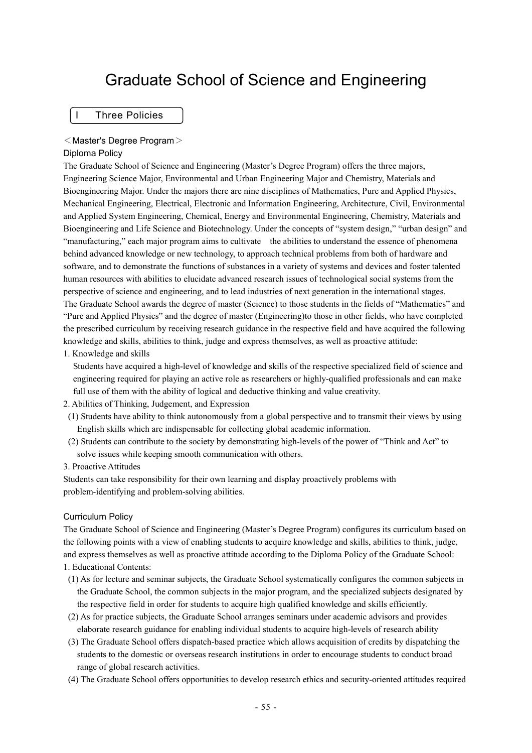# Graduate School of Science and Engineering

## I Three Policies

＜Master's Degree Program＞

### Diploma Policy

The Graduate School of Science and Engineering (Master's Degree Program) offers the three majors, Engineering Science Major, Environmental and Urban Engineering Major and Chemistry, Materials and Bioengineering Major. Under the majors there are nine disciplines of Mathematics, Pure and Applied Physics, Mechanical Engineering, Electrical, Electronic and Information Engineering, Architecture, Civil, Environmental and Applied System Engineering, Chemical, Energy and Environmental Engineering, Chemistry, Materials and Bioengineering and Life Science and Biotechnology. Under the concepts of "system design," "urban design" and "manufacturing," each major program aims to cultivate the abilities to understand the essence of phenomena behind advanced knowledge or new technology, to approach technical problems from both of hardware and software, and to demonstrate the functions of substances in a variety of systems and devices and foster talented human resources with abilities to elucidate advanced research issues of technological social systems from the perspective of science and engineering, and to lead industries of next generation in the international stages.

The Graduate School awards the degree of master (Science) to those students in the fields of "Mathematics" and "Pure and Applied Physics" and the degree of master (Engineering)to those in other fields, who have completed the prescribed curriculum by receiving research guidance in the respective field and have acquired the following knowledge and skills, abilities to think, judge and express themselves, as well as proactive attitude:

1. Knowledge and skills

   Students have acquired a high-level of knowledge and skills of the respective specialized field of science and engineering required for playing an active role as researchers or highly-qualified professionals and can make full use of them with the ability of logical and deductive thinking and value creativity.

2. Abilities of Thinking, Judgement, and Expression

   (1) Students have ability to think autonomously from a global perspective and to transmit their views by using English skills which are indispensable for collecting global academic information.

   (2) Students can contribute to the society by demonstrating high-levels of the power of "Think and Act" to solve issues while keeping smooth communication with others.

3. Proactive Attitudes

Students can take responsibility for their own learning and display proactively problems with problem-identifying and problem-solving abilities.

### Curriculum Policy

The Graduate School of Science and Engineering (Master's Degree Program) configures its curriculum based on the following points with a view of enabling students to acquire knowledge and skills, abilities to think, judge, and express themselves as well as proactive attitude according to the Diploma Policy of the Graduate School:

1. Educational Contents:

   (1) As for lecture and seminar subjects, the Graduate School systematically configures the common subjects in the Graduate School, the common subjects in the major program, and the specialized subjects designated by the respective field in order for students to acquire high qualified knowledge and skills efficiently.

   (2) As for practice subjects, the Graduate School arranges seminars under academic advisors and provides elaborate research guidance for enabling individual students to acquire high-levels of research ability

   (3) The Graduate School offers dispatch-based practice which allows acquisition of credits by dispatching the students to the domestic or overseas research institutions in order to encourage students to conduct broad range of global research activities.

   (4) The Graduate School offers opportunities to develop research ethics and security-oriented attitudes required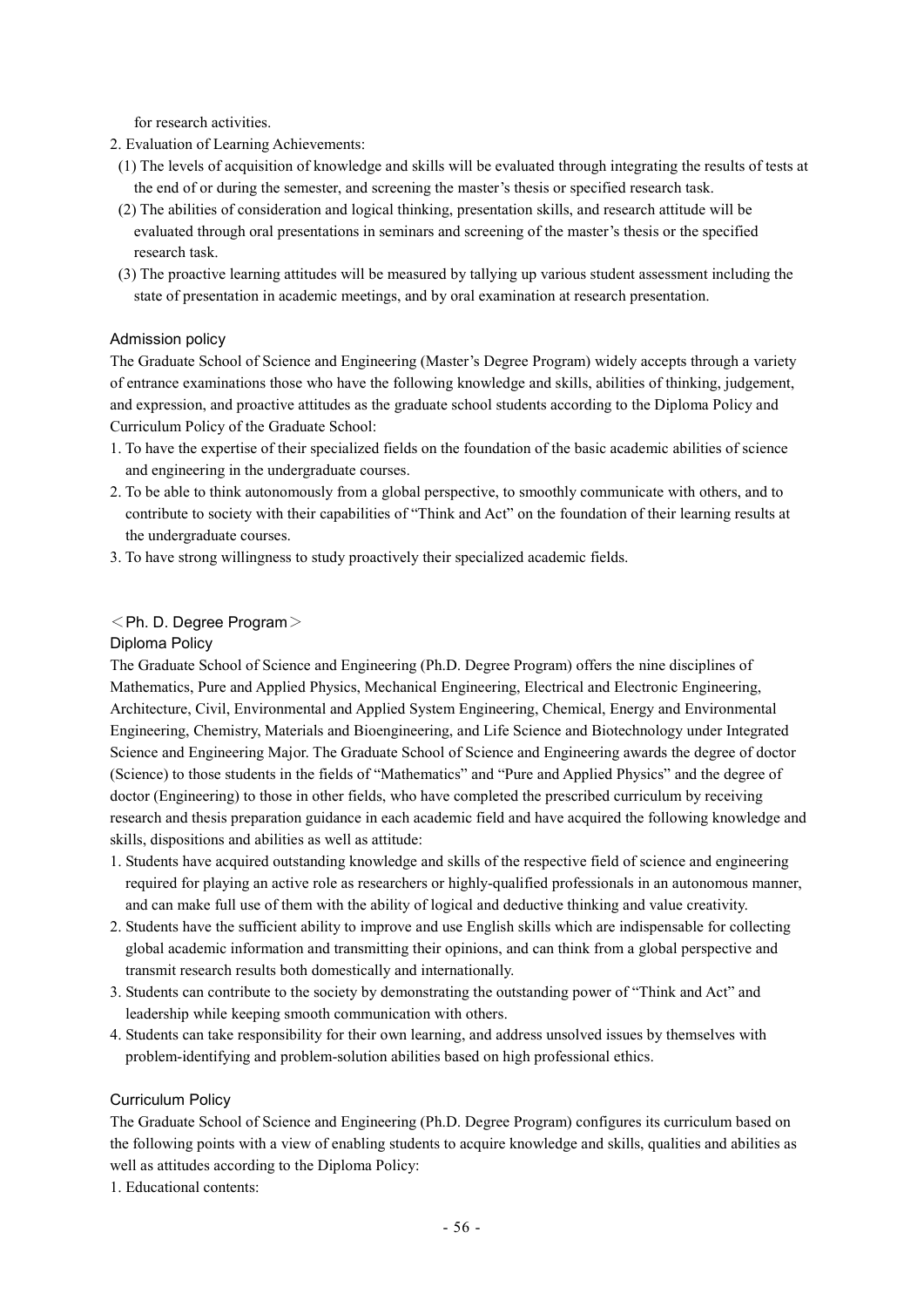for research activities.

2. Evaluation of Learning Achievements:
   (1) The levels of acquisition of knowledge and skills will be evaluated through integrating the results of tests at the end of or during the semester, and screening the master's thesis or specified research task.
   (2) The abilities of consideration and logical thinking, presentation skills, and research attitude will be evaluated through oral presentations in seminars and screening of the master's thesis or the specified research task.
   (3) The proactive learning attitudes will be measured by tallying up various student assessment including the state of presentation in academic meetings, and by oral examination at research presentation.

### Admission policy

The Graduate School of Science and Engineering (Master's Degree Program) widely accepts through a variety of entrance examinations those who have the following knowledge and skills, abilities of thinking, judgement, and expression, and proactive attitudes as the graduate school students according to the Diploma Policy and Curriculum Policy of the Graduate School:

1. To have the expertise of their specialized fields on the foundation of the basic academic abilities of science and engineering in the undergraduate courses.
2. To be able to think autonomously from a global perspective, to smoothly communicate with others, and to contribute to society with their capabilities of "Think and Act" on the foundation of their learning results at the undergraduate courses.
3. To have strong willingness to study proactively their specialized academic fields.

## ＜Ph. D. Degree Program＞

### Diploma Policy

The Graduate School of Science and Engineering (Ph.D. Degree Program) offers the nine disciplines of Mathematics, Pure and Applied Physics, Mechanical Engineering, Electrical and Electronic Engineering, Architecture, Civil, Environmental and Applied System Engineering, Chemical, Energy and Environmental Engineering, Chemistry, Materials and Bioengineering, and Life Science and Biotechnology under Integrated Science and Engineering Major. The Graduate School of Science and Engineering awards the degree of doctor (Science) to those students in the fields of "Mathematics" and "Pure and Applied Physics" and the degree of doctor (Engineering) to those in other fields, who have completed the prescribed curriculum by receiving research and thesis preparation guidance in each academic field and have acquired the following knowledge and skills, dispositions and abilities as well as attitude:

1. Students have acquired outstanding knowledge and skills of the respective field of science and engineering required for playing an active role as researchers or highly-qualified professionals in an autonomous manner, and can make full use of them with the ability of logical and deductive thinking and value creativity.
2. Students have the sufficient ability to improve and use English skills which are indispensable for collecting global academic information and transmitting their opinions, and can think from a global perspective and transmit research results both domestically and internationally.
3. Students can contribute to the society by demonstrating the outstanding power of "Think and Act" and leadership while keeping smooth communication with others.
4. Students can take responsibility for their own learning, and address unsolved issues by themselves with problem-identifying and problem-solution abilities based on high professional ethics.

### Curriculum Policy

The Graduate School of Science and Engineering (Ph.D. Degree Program) configures its curriculum based on the following points with a view of enabling students to acquire knowledge and skills, qualities and abilities as well as attitudes according to the Diploma Policy:

1. Educational contents: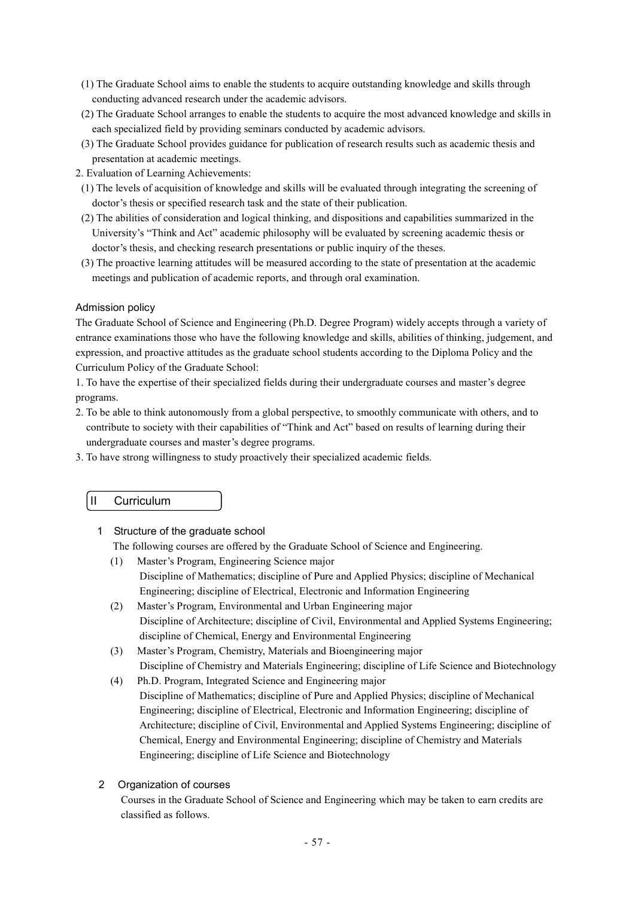(1) The Graduate School aims to enable the students to acquire outstanding knowledge and skills through conducting advanced research under the academic advisors.

(2) The Graduate School arranges to enable the students to acquire the most advanced knowledge and skills in each specialized field by providing seminars conducted by academic advisors.

(3) The Graduate School provides guidance for publication of research results such as academic thesis and presentation at academic meetings.

2. Evaluation of Learning Achievements:

(1) The levels of acquisition of knowledge and skills will be evaluated through integrating the screening of doctor's thesis or specified research task and the state of their publication.

(2) The abilities of consideration and logical thinking, and dispositions and capabilities summarized in the University's "Think and Act" academic philosophy will be evaluated by screening academic thesis or doctor's thesis, and checking research presentations or public inquiry of the theses.

(3) The proactive learning attitudes will be measured according to the state of presentation at the academic meetings and publication of academic reports, and through oral examination.

### Admission policy

The Graduate School of Science and Engineering (Ph.D. Degree Program) widely accepts through a variety of entrance examinations those who have the following knowledge and skills, abilities of thinking, judgement, and expression, and proactive attitudes as the graduate school students according to the Diploma Policy and the Curriculum Policy of the Graduate School:

1. To have the expertise of their specialized fields during their undergraduate courses and master's degree programs.
2. To be able to think autonomously from a global perspective, to smoothly communicate with others, and to contribute to society with their capabilities of "Think and Act" based on results of learning during their undergraduate courses and master's degree programs.
3. To have strong willingness to study proactively their specialized academic fields.

## II Curriculum

### 1 Structure of the graduate school

The following courses are offered by the Graduate School of Science and Engineering.

(1) Master's Program, Engineering Science major
Discipline of Mathematics; discipline of Pure and Applied Physics; discipline of Mechanical Engineering; discipline of Electrical, Electronic and Information Engineering

(2) Master's Program, Environmental and Urban Engineering major
Discipline of Architecture; discipline of Civil, Environmental and Applied Systems Engineering; discipline of Chemical, Energy and Environmental Engineering

(3) Master's Program, Chemistry, Materials and Bioengineering major
Discipline of Chemistry and Materials Engineering; discipline of Life Science and Biotechnology

(4) Ph.D. Program, Integrated Science and Engineering major
Discipline of Mathematics; discipline of Pure and Applied Physics; discipline of Mechanical Engineering; discipline of Electrical, Electronic and Information Engineering; discipline of Architecture; discipline of Civil, Environmental and Applied Systems Engineering; discipline of Chemical, Energy and Environmental Engineering; discipline of Chemistry and Materials Engineering; discipline of Life Science and Biotechnology

### 2 Organization of courses

Courses in the Graduate School of Science and Engineering which may be taken to earn credits are classified as follows.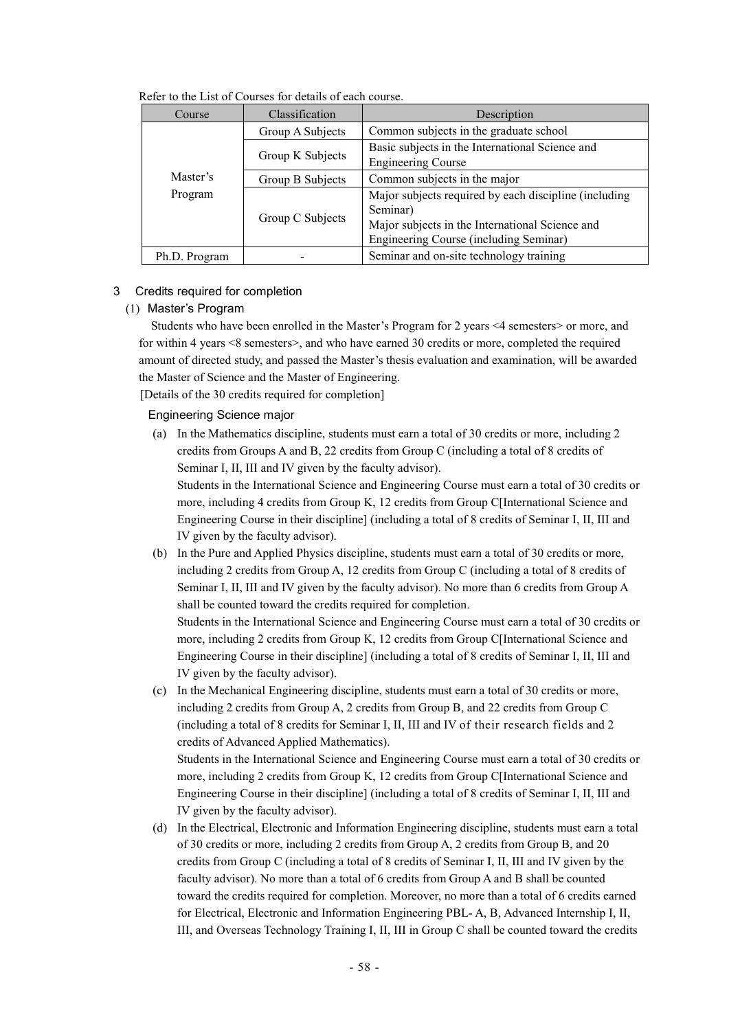Refer to the List of Courses for details of each course.

| Course | Classification | Description |
|---|---|---|
| Master's Program | Group A Subjects | Common subjects in the graduate school |
| | Group K Subjects | Basic subjects in the International Science and Engineering Course |
| | Group B Subjects | Common subjects in the major |
| | Group C Subjects | Major subjects required by each discipline (including Seminar)<br>Major subjects in the International Science and Engineering Course (including Seminar) |
| Ph.D. Program | - | Seminar and on-site technology training |

## 3 Credits required for completion

### (1) Master's Program

Students who have been enrolled in the Master's Program for 2 years <4 semesters> or more, and for within 4 years <8 semesters>, and who have earned 30 credits or more, completed the required amount of directed study, and passed the Master's thesis evaluation and examination, will be awarded the Master of Science and the Master of Engineering.

[Details of the 30 credits required for completion]

Engineering Science major

(a) In the Mathematics discipline, students must earn a total of 30 credits or more, including 2 credits from Groups A and B, 22 credits from Group C (including a total of 8 credits of Seminar I, II, III and IV given by the faculty advisor).
Students in the International Science and Engineering Course must earn a total of 30 credits or more, including 4 credits from Group K, 12 credits from Group C[International Science and Engineering Course in their discipline] (including a total of 8 credits of Seminar I, II, III and IV given by the faculty advisor).

(b) In the Pure and Applied Physics discipline, students must earn a total of 30 credits or more, including 2 credits from Group A, 12 credits from Group C (including a total of 8 credits of Seminar I, II, III and IV given by the faculty advisor). No more than 6 credits from Group A shall be counted toward the credits required for completion.
Students in the International Science and Engineering Course must earn a total of 30 credits or more, including 2 credits from Group K, 12 credits from Group C[International Science and Engineering Course in their discipline] (including a total of 8 credits of Seminar I, II, III and IV given by the faculty advisor).

(c) In the Mechanical Engineering discipline, students must earn a total of 30 credits or more, including 2 credits from Group A, 2 credits from Group B, and 22 credits from Group C (including a total of 8 credits for Seminar I, II, III and IV of their research fields and 2 credits of Advanced Applied Mathematics).
Students in the International Science and Engineering Course must earn a total of 30 credits or more, including 2 credits from Group K, 12 credits from Group C[International Science and Engineering Course in their discipline] (including a total of 8 credits of Seminar I, II, III and IV given by the faculty advisor).

(d) In the Electrical, Electronic and Information Engineering discipline, students must earn a total of 30 credits or more, including 2 credits from Group A, 2 credits from Group B, and 20 credits from Group C (including a total of 8 credits of Seminar I, II, III and IV given by the faculty advisor). No more than a total of 6 credits from Group A and B shall be counted toward the credits required for completion. Moreover, no more than a total of 6 credits earned for Electrical, Electronic and Information Engineering PBL- A, B, Advanced Internship I, II, III, and Overseas Technology Training I, II, III in Group C shall be counted toward the credits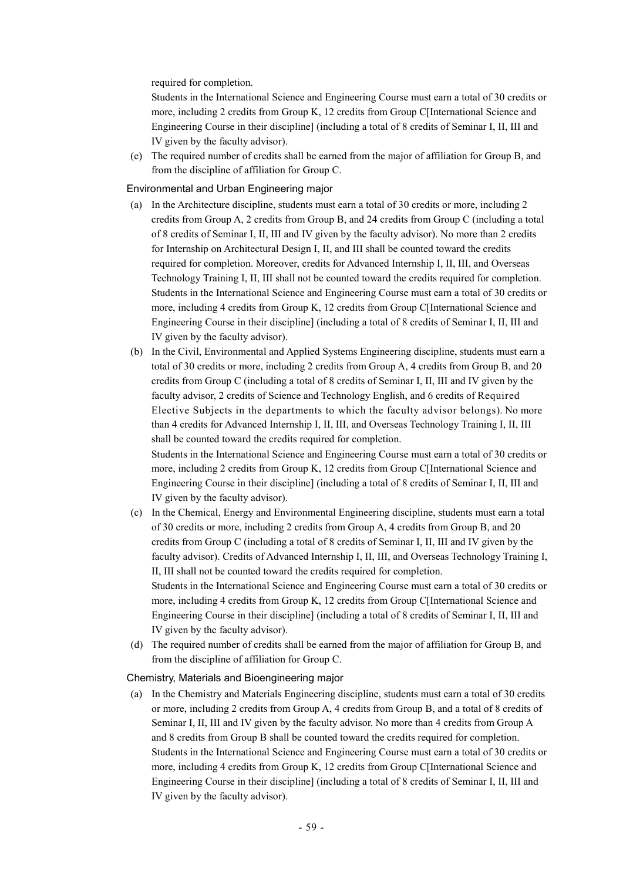required for completion.

Students in the International Science and Engineering Course must earn a total of 30 credits or more, including 2 credits from Group K, 12 credits from Group C[International Science and Engineering Course in their discipline] (including a total of 8 credits of Seminar I, II, III and IV given by the faculty advisor).

(e) The required number of credits shall be earned from the major of affiliation for Group B, and from the discipline of affiliation for Group C.

### Environmental and Urban Engineering major

(a) In the Architecture discipline, students must earn a total of 30 credits or more, including 2 credits from Group A, 2 credits from Group B, and 24 credits from Group C (including a total of 8 credits of Seminar I, II, III and IV given by the faculty advisor). No more than 2 credits for Internship on Architectural Design I, II, and III shall be counted toward the credits required for completion. Moreover, credits for Advanced Internship I, II, III, and Overseas Technology Training I, II, III shall not be counted toward the credits required for completion.
Students in the International Science and Engineering Course must earn a total of 30 credits or more, including 4 credits from Group K, 12 credits from Group C[International Science and Engineering Course in their discipline] (including a total of 8 credits of Seminar I, II, III and IV given by the faculty advisor).

(b) In the Civil, Environmental and Applied Systems Engineering discipline, students must earn a total of 30 credits or more, including 2 credits from Group A, 4 credits from Group B, and 20 credits from Group C (including a total of 8 credits of Seminar I, II, III and IV given by the faculty advisor, 2 credits of Science and Technology English, and 6 credits of Required Elective Subjects in the departments to which the faculty advisor belongs). No more than 4 credits for Advanced Internship I, II, III, and Overseas Technology Training I, II, III shall be counted toward the credits required for completion.
Students in the International Science and Engineering Course must earn a total of 30 credits or more, including 2 credits from Group K, 12 credits from Group C[International Science and Engineering Course in their discipline] (including a total of 8 credits of Seminar I, II, III and IV given by the faculty advisor).

(c) In the Chemical, Energy and Environmental Engineering discipline, students must earn a total of 30 credits or more, including 2 credits from Group A, 4 credits from Group B, and 20 credits from Group C (including a total of 8 credits of Seminar I, II, III and IV given by the faculty advisor). Credits of Advanced Internship I, II, III, and Overseas Technology Training I, II, III shall not be counted toward the credits required for completion.
Students in the International Science and Engineering Course must earn a total of 30 credits or more, including 4 credits from Group K, 12 credits from Group C[International Science and Engineering Course in their discipline] (including a total of 8 credits of Seminar I, II, III and IV given by the faculty advisor).

(d) The required number of credits shall be earned from the major of affiliation for Group B, and from the discipline of affiliation for Group C.

### Chemistry, Materials and Bioengineering major

(a) In the Chemistry and Materials Engineering discipline, students must earn a total of 30 credits or more, including 2 credits from Group A, 4 credits from Group B, and a total of 8 credits of Seminar I, II, III and IV given by the faculty advisor. No more than 4 credits from Group A and 8 credits from Group B shall be counted toward the credits required for completion.
Students in the International Science and Engineering Course must earn a total of 30 credits or more, including 4 credits from Group K, 12 credits from Group C[International Science and Engineering Course in their discipline] (including a total of 8 credits of Seminar I, II, III and IV given by the faculty advisor).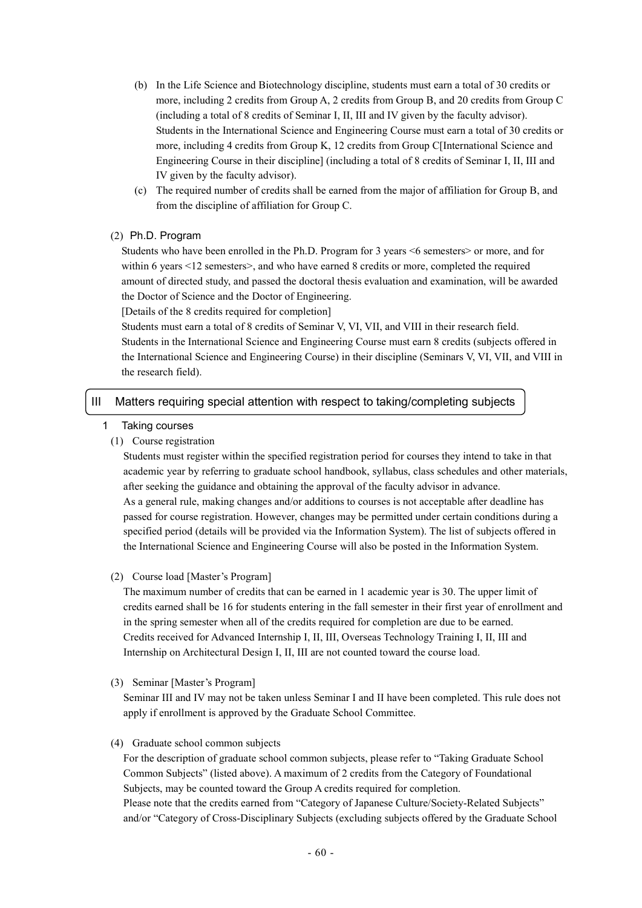(b) In the Life Science and Biotechnology discipline, students must earn a total of 30 credits or more, including 2 credits from Group A, 2 credits from Group B, and 20 credits from Group C (including a total of 8 credits of Seminar I, II, III and IV given by the faculty advisor). Students in the International Science and Engineering Course must earn a total of 30 credits or more, including 4 credits from Group K, 12 credits from Group C[International Science and Engineering Course in their discipline] (including a total of 8 credits of Seminar I, II, III and IV given by the faculty advisor).

(c) The required number of credits shall be earned from the major of affiliation for Group B, and from the discipline of affiliation for Group C.

(2) Ph.D. Program

Students who have been enrolled in the Ph.D. Program for 3 years <6 semesters> or more, and for within 6 years <12 semesters>, and who have earned 8 credits or more, completed the required amount of directed study, and passed the doctoral thesis evaluation and examination, will be awarded the Doctor of Science and the Doctor of Engineering.

[Details of the 8 credits required for completion]

Students must earn a total of 8 credits of Seminar V, VI, VII, and VIII in their research field. Students in the International Science and Engineering Course must earn 8 credits (subjects offered in the International Science and Engineering Course) in their discipline (Seminars V, VI, VII, and VIII in the research field).

## III Matters requiring special attention with respect to taking/completing subjects

### 1 Taking courses

(1) Course registration

Students must register within the specified registration period for courses they intend to take in that academic year by referring to graduate school handbook, syllabus, class schedules and other materials, after seeking the guidance and obtaining the approval of the faculty advisor in advance.

As a general rule, making changes and/or additions to courses is not acceptable after deadline has passed for course registration. However, changes may be permitted under certain conditions during a specified period (details will be provided via the Information System). The list of subjects offered in the International Science and Engineering Course will also be posted in the Information System.

(2) Course load [Master's Program]

The maximum number of credits that can be earned in 1 academic year is 30. The upper limit of credits earned shall be 16 for students entering in the fall semester in their first year of enrollment and in the spring semester when all of the credits required for completion are due to be earned.

Credits received for Advanced Internship I, II, III, Overseas Technology Training I, II, III and Internship on Architectural Design I, II, III are not counted toward the course load.

(3) Seminar [Master's Program]

Seminar III and IV may not be taken unless Seminar I and II have been completed. This rule does not apply if enrollment is approved by the Graduate School Committee.

(4) Graduate school common subjects

For the description of graduate school common subjects, please refer to "Taking Graduate School Common Subjects" (listed above). A maximum of 2 credits from the Category of Foundational Subjects, may be counted toward the Group A credits required for completion.

Please note that the credits earned from "Category of Japanese Culture/Society-Related Subjects" and/or "Category of Cross-Disciplinary Subjects (excluding subjects offered by the Graduate School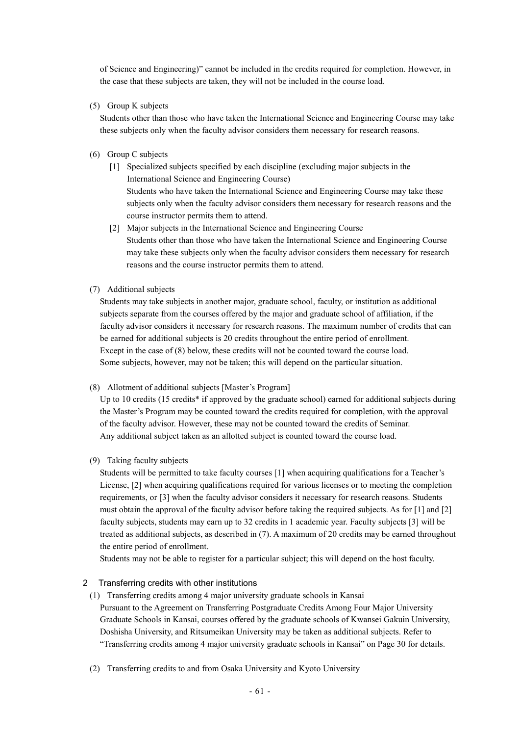of Science and Engineering)" cannot be included in the credits required for completion. However, in the case that these subjects are taken, they will not be included in the course load.

(5) Group K subjects

Students other than those who have taken the International Science and Engineering Course may take these subjects only when the faculty advisor considers them necessary for research reasons.

(6) Group C subjects

[1] Specialized subjects specified by each discipline (excluding major subjects in the International Science and Engineering Course)
Students who have taken the International Science and Engineering Course may take these subjects only when the faculty advisor considers them necessary for research reasons and the course instructor permits them to attend.

[2] Major subjects in the International Science and Engineering Course
Students other than those who have taken the International Science and Engineering Course may take these subjects only when the faculty advisor considers them necessary for research reasons and the course instructor permits them to attend.

(7) Additional subjects

Students may take subjects in another major, graduate school, faculty, or institution as additional subjects separate from the courses offered by the major and graduate school of affiliation, if the faculty advisor considers it necessary for research reasons. The maximum number of credits that can be earned for additional subjects is 20 credits throughout the entire period of enrollment.
Except in the case of (8) below, these credits will not be counted toward the course load.
Some subjects, however, may not be taken; this will depend on the particular situation.

(8) Allotment of additional subjects [Master's Program]

Up to 10 credits (15 credits* if approved by the graduate school) earned for additional subjects during the Master's Program may be counted toward the credits required for completion, with the approval of the faculty advisor. However, these may not be counted toward the credits of Seminar.
Any additional subject taken as an allotted subject is counted toward the course load.

(9) Taking faculty subjects

Students will be permitted to take faculty courses [1] when acquiring qualifications for a Teacher's License, [2] when acquiring qualifications required for various licenses or to meeting the completion requirements, or [3] when the faculty advisor considers it necessary for research reasons. Students must obtain the approval of the faculty advisor before taking the required subjects. As for [1] and [2] faculty subjects, students may earn up to 32 credits in 1 academic year. Faculty subjects [3] will be treated as additional subjects, as described in (7). A maximum of 20 credits may be earned throughout the entire period of enrollment.
Students may not be able to register for a particular subject; this will depend on the host faculty.

## 2 Transferring credits with other institutions

(1) Transferring credits among 4 major university graduate schools in Kansai

Pursuant to the Agreement on Transferring Postgraduate Credits Among Four Major University Graduate Schools in Kansai, courses offered by the graduate schools of Kwansei Gakuin University, Doshisha University, and Ritsumeikan University may be taken as additional subjects. Refer to "Transferring credits among 4 major university graduate schools in Kansai" on Page 30 for details.

(2) Transferring credits to and from Osaka University and Kyoto University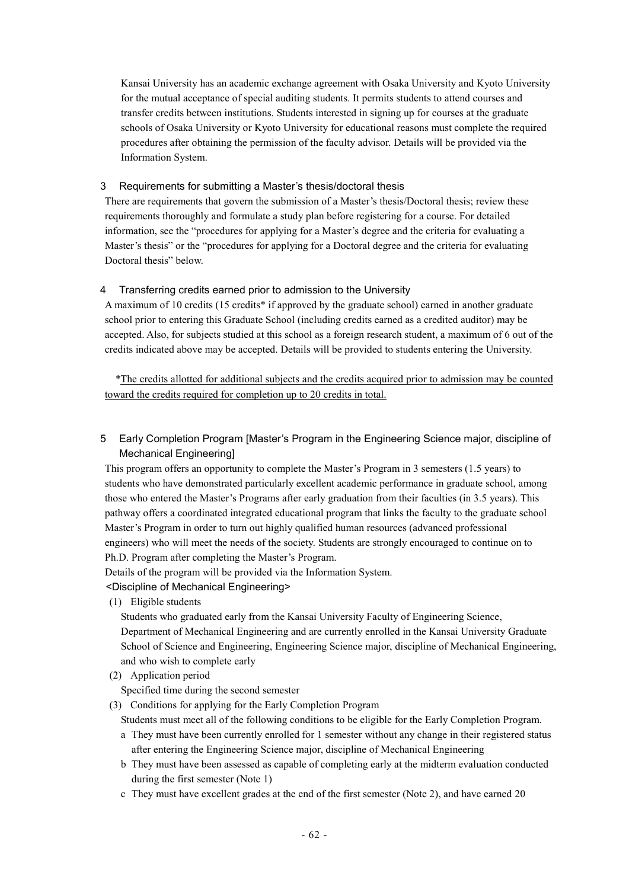Kansai University has an academic exchange agreement with Osaka University and Kyoto University for the mutual acceptance of special auditing students. It permits students to attend courses and transfer credits between institutions. Students interested in signing up for courses at the graduate schools of Osaka University or Kyoto University for educational reasons must complete the required procedures after obtaining the permission of the faculty advisor. Details will be provided via the Information System.

### 3 Requirements for submitting a Master's thesis/doctoral thesis

There are requirements that govern the submission of a Master's thesis/Doctoral thesis; review these requirements thoroughly and formulate a study plan before registering for a course. For detailed information, see the "procedures for applying for a Master's degree and the criteria for evaluating a Master's thesis" or the "procedures for applying for a Doctoral degree and the criteria for evaluating Doctoral thesis" below.

### 4 Transferring credits earned prior to admission to the University

A maximum of 10 credits (15 credits* if approved by the graduate school) earned in another graduate school prior to entering this Graduate School (including credits earned as a credited auditor) may be accepted. Also, for subjects studied at this school as a foreign research student, a maximum of 6 out of the credits indicated above may be accepted. Details will be provided to students entering the University.

*<u>The credits allotted for additional subjects and the credits acquired prior to admission may be counted toward the credits required for completion up to 20 credits in total.</u>

### 5 Early Completion Program [Master's Program in the Engineering Science major, discipline of Mechanical Engineering]

This program offers an opportunity to complete the Master's Program in 3 semesters (1.5 years) to students who have demonstrated particularly excellent academic performance in graduate school, among those who entered the Master's Programs after early graduation from their faculties (in 3.5 years). This pathway offers a coordinated integrated educational program that links the faculty to the graduate school Master's Program in order to turn out highly qualified human resources (advanced professional engineers) who will meet the needs of the society. Students are strongly encouraged to continue on to Ph.D. Program after completing the Master's Program.

Details of the program will be provided via the Information System.

<Discipline of Mechanical Engineering>

(1) Eligible students

Students who graduated early from the Kansai University Faculty of Engineering Science, Department of Mechanical Engineering and are currently enrolled in the Kansai University Graduate School of Science and Engineering, Engineering Science major, discipline of Mechanical Engineering, and who wish to complete early

(2) Application period

Specified time during the second semester

(3) Conditions for applying for the Early Completion Program

Students must meet all of the following conditions to be eligible for the Early Completion Program.

a They must have been currently enrolled for 1 semester without any change in their registered status after entering the Engineering Science major, discipline of Mechanical Engineering

b They must have been assessed as capable of completing early at the midterm evaluation conducted during the first semester (Note 1)

c They must have excellent grades at the end of the first semester (Note 2), and have earned 20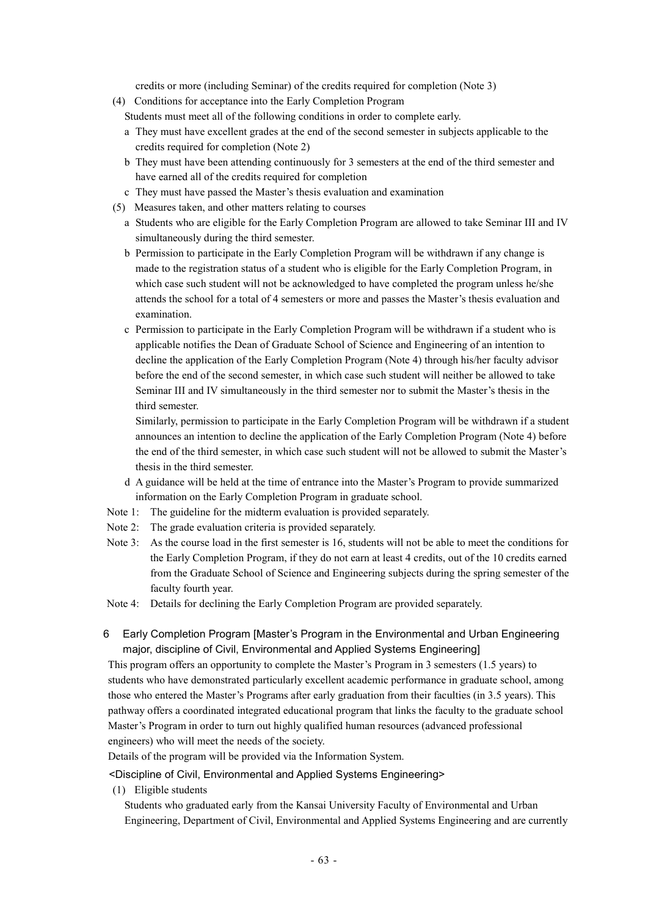credits or more (including Seminar) of the credits required for completion (Note 3)

(4) Conditions for acceptance into the Early Completion Program

Students must meet all of the following conditions in order to complete early.

a They must have excellent grades at the end of the second semester in subjects applicable to the credits required for completion (Note 2)

b They must have been attending continuously for 3 semesters at the end of the third semester and have earned all of the credits required for completion

c They must have passed the Master's thesis evaluation and examination

(5) Measures taken, and other matters relating to courses

a Students who are eligible for the Early Completion Program are allowed to take Seminar III and IV simultaneously during the third semester.

b Permission to participate in the Early Completion Program will be withdrawn if any change is made to the registration status of a student who is eligible for the Early Completion Program, in which case such student will not be acknowledged to have completed the program unless he/she attends the school for a total of 4 semesters or more and passes the Master's thesis evaluation and examination.

c Permission to participate in the Early Completion Program will be withdrawn if a student who is applicable notifies the Dean of Graduate School of Science and Engineering of an intention to decline the application of the Early Completion Program (Note 4) through his/her faculty advisor before the end of the second semester, in which case such student will neither be allowed to take Seminar III and IV simultaneously in the third semester nor to submit the Master's thesis in the third semester.

Similarly, permission to participate in the Early Completion Program will be withdrawn if a student announces an intention to decline the application of the Early Completion Program (Note 4) before the end of the third semester, in which case such student will not be allowed to submit the Master's thesis in the third semester.

d A guidance will be held at the time of entrance into the Master's Program to provide summarized information on the Early Completion Program in graduate school.

Note 1: The guideline for the midterm evaluation is provided separately.

Note 2: The grade evaluation criteria is provided separately.

Note 3: As the course load in the first semester is 16, students will not be able to meet the conditions for the Early Completion Program, if they do not earn at least 4 credits, out of the 10 credits earned from the Graduate School of Science and Engineering subjects during the spring semester of the faculty fourth year.

Note 4: Details for declining the Early Completion Program are provided separately.

## 6 Early Completion Program [Master's Program in the Environmental and Urban Engineering major, discipline of Civil, Environmental and Applied Systems Engineering]

This program offers an opportunity to complete the Master's Program in 3 semesters (1.5 years) to students who have demonstrated particularly excellent academic performance in graduate school, among those who entered the Master's Programs after early graduation from their faculties (in 3.5 years). This pathway offers a coordinated integrated educational program that links the faculty to the graduate school Master's Program in order to turn out highly qualified human resources (advanced professional engineers) who will meet the needs of the society.

Details of the program will be provided via the Information System.

<Discipline of Civil, Environmental and Applied Systems Engineering>

(1) Eligible students

Students who graduated early from the Kansai University Faculty of Environmental and Urban Engineering, Department of Civil, Environmental and Applied Systems Engineering and are currently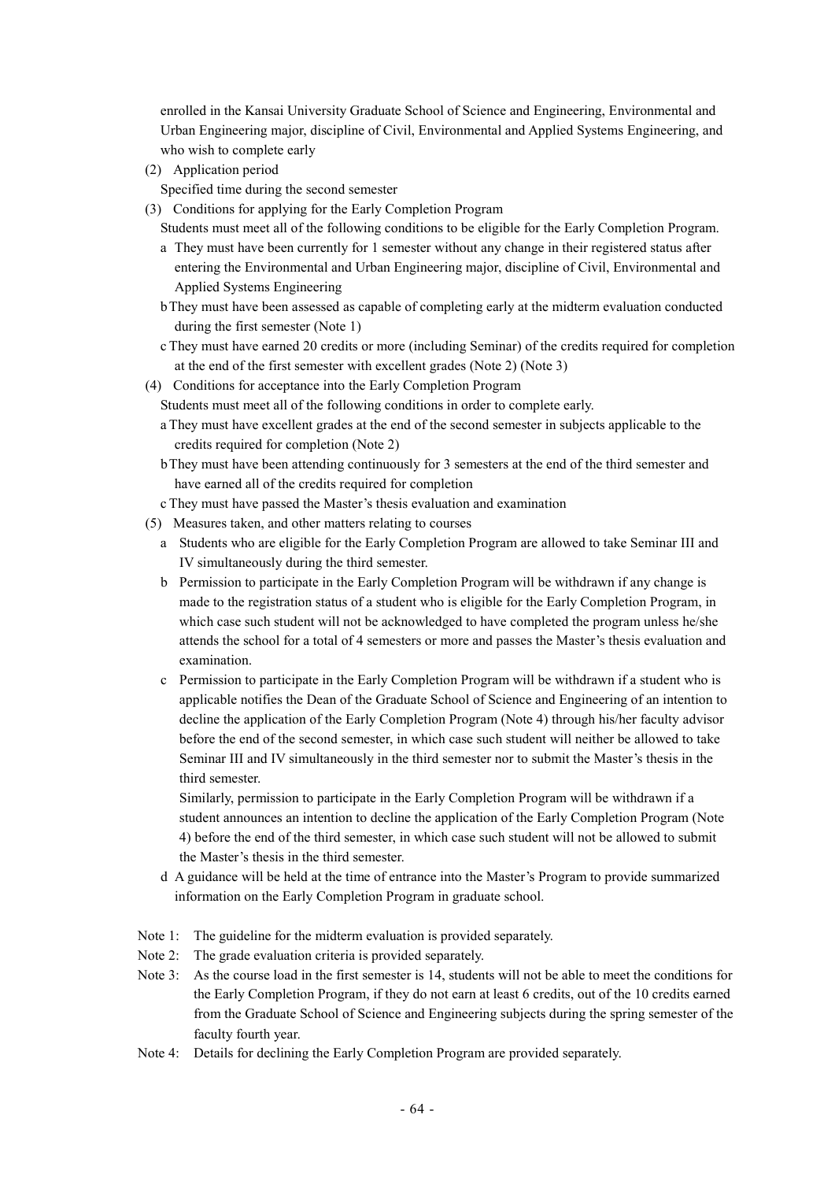enrolled in the Kansai University Graduate School of Science and Engineering, Environmental and Urban Engineering major, discipline of Civil, Environmental and Applied Systems Engineering, and who wish to complete early

(2) Application period

Specified time during the second semester

(3) Conditions for applying for the Early Completion Program

Students must meet all of the following conditions to be eligible for the Early Completion Program.

a They must have been currently for 1 semester without any change in their registered status after entering the Environmental and Urban Engineering major, discipline of Civil, Environmental and Applied Systems Engineering

b They must have been assessed as capable of completing early at the midterm evaluation conducted during the first semester (Note 1)

c They must have earned 20 credits or more (including Seminar) of the credits required for completion at the end of the first semester with excellent grades (Note 2) (Note 3)

(4) Conditions for acceptance into the Early Completion Program

Students must meet all of the following conditions in order to complete early.

a They must have excellent grades at the end of the second semester in subjects applicable to the credits required for completion (Note 2)

b They must have been attending continuously for 3 semesters at the end of the third semester and have earned all of the credits required for completion

c They must have passed the Master's thesis evaluation and examination

(5) Measures taken, and other matters relating to courses

a Students who are eligible for the Early Completion Program are allowed to take Seminar III and IV simultaneously during the third semester.

b Permission to participate in the Early Completion Program will be withdrawn if any change is made to the registration status of a student who is eligible for the Early Completion Program, in which case such student will not be acknowledged to have completed the program unless he/she attends the school for a total of 4 semesters or more and passes the Master's thesis evaluation and examination.

c Permission to participate in the Early Completion Program will be withdrawn if a student who is applicable notifies the Dean of the Graduate School of Science and Engineering of an intention to decline the application of the Early Completion Program (Note 4) through his/her faculty advisor before the end of the second semester, in which case such student will neither be allowed to take Seminar III and IV simultaneously in the third semester nor to submit the Master's thesis in the third semester.

Similarly, permission to participate in the Early Completion Program will be withdrawn if a student announces an intention to decline the application of the Early Completion Program (Note 4) before the end of the third semester, in which case such student will not be allowed to submit the Master's thesis in the third semester.

d A guidance will be held at the time of entrance into the Master's Program to provide summarized information on the Early Completion Program in graduate school.

Note 1: The guideline for the midterm evaluation is provided separately.

Note 2: The grade evaluation criteria is provided separately.

Note 3: As the course load in the first semester is 14, students will not be able to meet the conditions for the Early Completion Program, if they do not earn at least 6 credits, out of the 10 credits earned from the Graduate School of Science and Engineering subjects during the spring semester of the faculty fourth year.

Note 4: Details for declining the Early Completion Program are provided separately.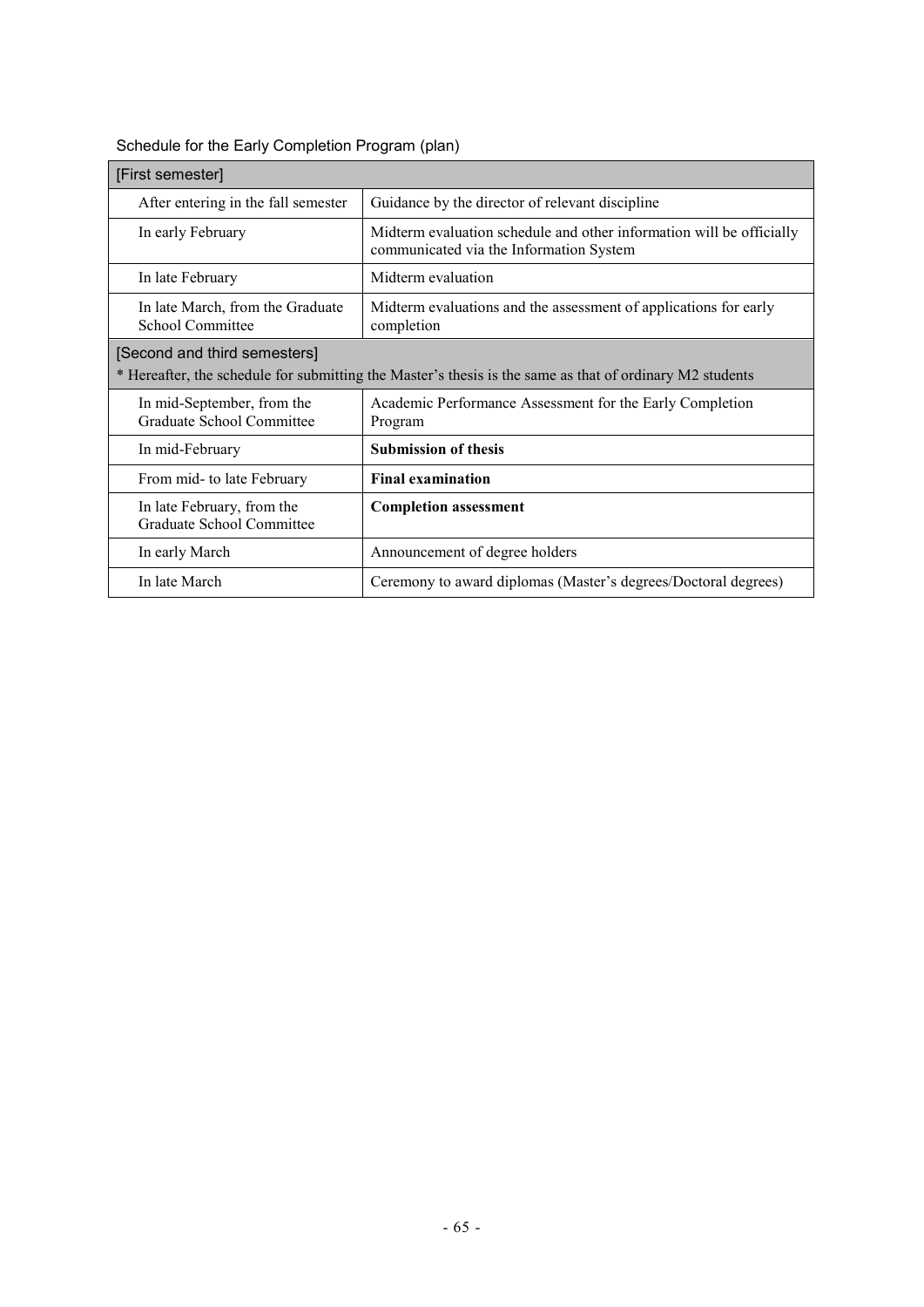Schedule for the Early Completion Program (plan)

| [First semester] | |
|---|---|
| After entering in the fall semester | Guidance by the director of relevant discipline |
| In early February | Midterm evaluation schedule and other information will be officially communicated via the Information System |
| In late February | Midterm evaluation |
| In late March, from the Graduate School Committee | Midterm evaluations and the assessment of applications for early completion |
| [Second and third semesters]<br>* Hereafter, the schedule for submitting the Master's thesis is the same as that of ordinary M2 students | |
| In mid-September, from the Graduate School Committee | Academic Performance Assessment for the Early Completion Program |
| In mid-February | **Submission of thesis** |
| From mid- to late February | **Final examination** |
| In late February, from the Graduate School Committee | **Completion assessment** |
| In early March | Announcement of degree holders |
| In late March | Ceremony to award diplomas (Master's degrees/Doctoral degrees) |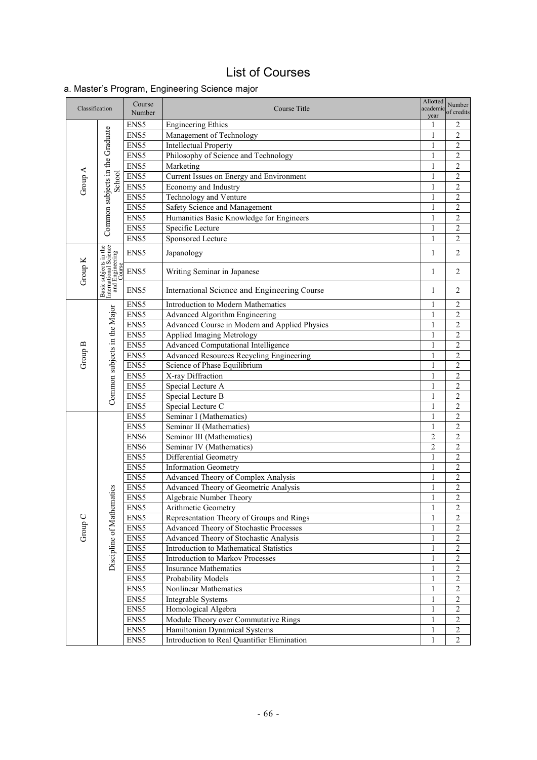# List of Courses

## a. Master's Program, Engineering Science major

| Classification | | Course Number | Course Title | Allotted academic year | Number of credits |
|---|---|---|---|---|---|
| Group A | Common subjects in the Graduate School | ENS5 | Engineering Ethics | 1 | 2 |
| | | ENS5 | Management of Technology | 1 | 2 |
| | | ENS5 | Intellectual Property | 1 | 2 |
| | | ENS5 | Philosophy of Science and Technology | 1 | 2 |
| | | ENS5 | Marketing | 1 | 2 |
| | | ENS5 | Current Issues on Energy and Environment | 1 | 2 |
| | | ENS5 | Economy and Industry | 1 | 2 |
| | | ENS5 | Technology and Venture | 1 | 2 |
| | | ENS5 | Safety Science and Management | 1 | 2 |
| | | ENS5 | Humanities Basic Knowledge for Engineers | 1 | 2 |
| | | ENS5 | Specific Lecture | 1 | 2 |
| | | ENS5 | Sponsored Lecture | 1 | 2 |
| Group K | Basic subjects in the International Science and Engineering Course | ENS5 | Japanology | 1 | 2 |
| | | ENS5 | Writing Seminar in Japanese | 1 | 2 |
| | | ENS5 | International Science and Engineering Course | 1 | 2 |
| Group B | Common subjects in the Major | ENS5 | Introduction to Modern Mathematics | 1 | 2 |
| | | ENS5 | Advanced Algorithm Engineering | 1 | 2 |
| | | ENS5 | Advanced Course in Modern and Applied Physics | 1 | 2 |
| | | ENS5 | Applied Imaging Metrology | 1 | 2 |
| | | ENS5 | Advanced Computational Intelligence | 1 | 2 |
| | | ENS5 | Advanced Resources Recycling Engineering | 1 | 2 |
| | | ENS5 | Science of Phase Equilibrium | 1 | 2 |
| | | ENS5 | X-ray Diffraction | 1 | 2 |
| | | ENS5 | Special Lecture A | 1 | 2 |
| | | ENS5 | Special Lecture B | 1 | 2 |
| | | ENS5 | Special Lecture C | 1 | 2 |
| Group C | Discipline of Mathematics | ENS5 | Seminar I (Mathematics) | 1 | 2 |
| | | ENS5 | Seminar II (Mathematics) | 1 | 2 |
| | | ENS6 | Seminar III (Mathematics) | 2 | 2 |
| | | ENS6 | Seminar IV (Mathematics) | 2 | 2 |
| | | ENS5 | Differential Geometry | 1 | 2 |
| | | ENS5 | Information Geometry | 1 | 2 |
| | | ENS5 | Advanced Theory of Complex Analysis | 1 | 2 |
| | | ENS5 | Advanced Theory of Geometric Analysis | 1 | 2 |
| | | ENS5 | Algebraic Number Theory | 1 | 2 |
| | | ENS5 | Arithmetic Geometry | 1 | 2 |
| | | ENS5 | Representation Theory of Groups and Rings | 1 | 2 |
| | | ENS5 | Advanced Theory of Stochastic Processes | 1 | 2 |
| | | ENS5 | Advanced Theory of Stochastic Analysis | 1 | 2 |
| | | ENS5 | Introduction to Mathematical Statistics | 1 | 2 |
| | | ENS5 | Introduction to Markov Processes | 1 | 2 |
| | | ENS5 | Insurance Mathematics | 1 | 2 |
| | | ENS5 | Probability Models | 1 | 2 |
| | | ENS5 | Nonlinear Mathematics | 1 | 2 |
| | | ENS5 | Integrable Systems | 1 | 2 |
| | | ENS5 | Homological Algebra | 1 | 2 |
| | | ENS5 | Module Theory over Commutative Rings | 1 | 2 |
| | | ENS5 | Hamiltonian Dynamical Systems | 1 | 2 |
| | | ENS5 | Introduction to Real Quantifier Elimination | 1 | 2 |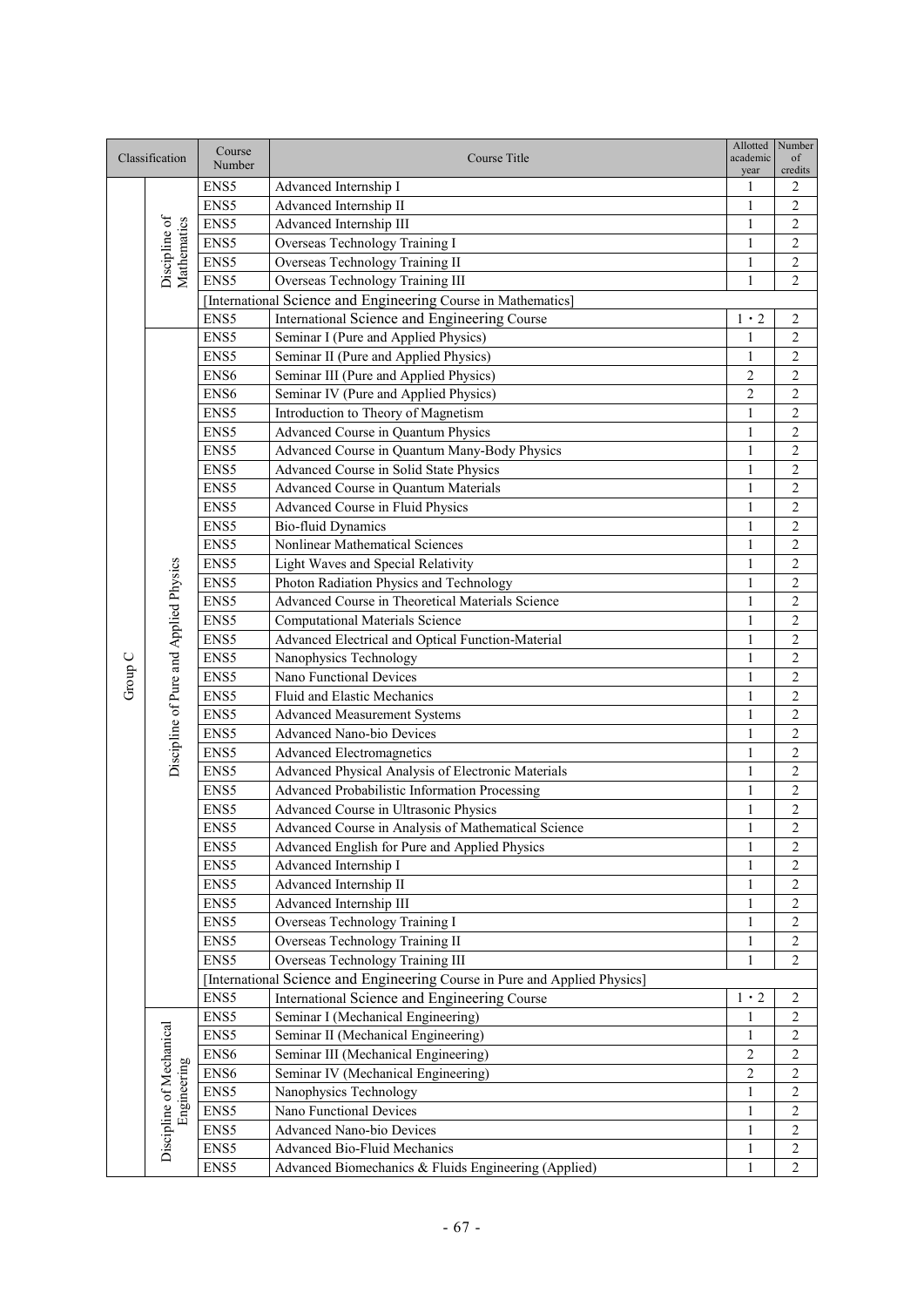| Classification | | Course Number | Course Title | Allotted academic year | Number of credits |
|---|---|---|---|---|---|
| Group C | Discipline of Mathematics | ENS5 | Advanced Internship I | 1 | 2 |
| | | ENS5 | Advanced Internship II | 1 | 2 |
| | | ENS5 | Advanced Internship III | 1 | 2 |
| | | ENS5 | Overseas Technology Training I | 1 | 2 |
| | | ENS5 | Overseas Technology Training II | 1 | 2 |
| | | ENS5 | Overseas Technology Training III | 1 | 2 |
| | | [International Science and Engineering Course in Mathematics] | | | |
| | | ENS5 | International Science and Engineering Course | 1・2 | 2 |
| | Discipline of Pure and Applied Physics | ENS5 | Seminar I (Pure and Applied Physics) | 1 | 2 |
| | | ENS5 | Seminar II (Pure and Applied Physics) | 1 | 2 |
| | | ENS6 | Seminar III (Pure and Applied Physics) | 2 | 2 |
| | | ENS6 | Seminar IV (Pure and Applied Physics) | 2 | 2 |
| | | ENS5 | Introduction to Theory of Magnetism | 1 | 2 |
| | | ENS5 | Advanced Course in Quantum Physics | 1 | 2 |
| | | ENS5 | Advanced Course in Quantum Many-Body Physics | 1 | 2 |
| | | ENS5 | Advanced Course in Solid State Physics | 1 | 2 |
| | | ENS5 | Advanced Course in Quantum Materials | 1 | 2 |
| | | ENS5 | Advanced Course in Fluid Physics | 1 | 2 |
| | | ENS5 | Bio-fluid Dynamics | 1 | 2 |
| | | ENS5 | Nonlinear Mathematical Sciences | 1 | 2 |
| | | ENS5 | Light Waves and Special Relativity | 1 | 2 |
| | | ENS5 | Photon Radiation Physics and Technology | 1 | 2 |
| | | ENS5 | Advanced Course in Theoretical Materials Science | 1 | 2 |
| | | ENS5 | Computational Materials Science | 1 | 2 |
| | | ENS5 | Advanced Electrical and Optical Function-Material | 1 | 2 |
| | | ENS5 | Nanophysics Technology | 1 | 2 |
| | | ENS5 | Nano Functional Devices | 1 | 2 |
| | | ENS5 | Fluid and Elastic Mechanics | 1 | 2 |
| | | ENS5 | Advanced Measurement Systems | 1 | 2 |
| | | ENS5 | Advanced Nano-bio Devices | 1 | 2 |
| | | ENS5 | Advanced Electromagnetics | 1 | 2 |
| | | ENS5 | Advanced Physical Analysis of Electronic Materials | 1 | 2 |
| | | ENS5 | Advanced Probabilistic Information Processing | 1 | 2 |
| | | ENS5 | Advanced Course in Ultrasonic Physics | 1 | 2 |
| | | ENS5 | Advanced Course in Analysis of Mathematical Science | 1 | 2 |
| | | ENS5 | Advanced English for Pure and Applied Physics | 1 | 2 |
| | | ENS5 | Advanced Internship I | 1 | 2 |
| | | ENS5 | Advanced Internship II | 1 | 2 |
| | | ENS5 | Advanced Internship III | 1 | 2 |
| | | ENS5 | Overseas Technology Training I | 1 | 2 |
| | | ENS5 | Overseas Technology Training II | 1 | 2 |
| | | ENS5 | Overseas Technology Training III | 1 | 2 |
| | | [International Science and Engineering Course in Pure and Applied Physics] | | | |
| | | ENS5 | International Science and Engineering Course | 1・2 | 2 |
| | Discipline of Mechanical Engineering | ENS5 | Seminar I (Mechanical Engineering) | 1 | 2 |
| | | ENS5 | Seminar II (Mechanical Engineering) | 1 | 2 |
| | | ENS6 | Seminar III (Mechanical Engineering) | 2 | 2 |
| | | ENS6 | Seminar IV (Mechanical Engineering) | 2 | 2 |
| | | ENS5 | Nanophysics Technology | 1 | 2 |
| | | ENS5 | Nano Functional Devices | 1 | 2 |
| | | ENS5 | Advanced Nano-bio Devices | 1 | 2 |
| | | ENS5 | Advanced Bio-Fluid Mechanics | 1 | 2 |
| | | ENS5 | Advanced Biomechanics & Fluids Engineering (Applied) | 1 | 2 |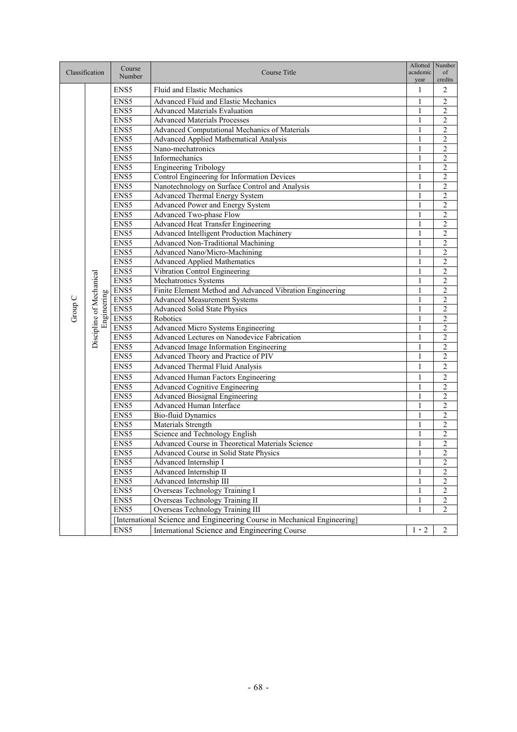| Classification | | Course Number | Course Title | Allotted academic year | Number of credits |
|---|---|---|---|---|---|
| Group C | Discipline of Mechanical Engineering | ENS5 | Fluid and Elastic Mechanics | 1 | 2 |
| | | ENS5 | Advanced Fluid and Elastic Mechanics | 1 | 2 |
| | | ENS5 | Advanced Materials Evaluation | 1 | 2 |
| | | ENS5 | Advanced Materials Processes | 1 | 2 |
| | | ENS5 | Advanced Computational Mechanics of Materials | 1 | 2 |
| | | ENS5 | Advanced Applied Mathematical Analysis | 1 | 2 |
| | | ENS5 | Nano-mechatronics | 1 | 2 |
| | | ENS5 | Informechanics | 1 | 2 |
| | | ENS5 | Engineering Tribology | 1 | 2 |
| | | ENS5 | Control Engineering for Information Devices | 1 | 2 |
| | | ENS5 | Nanotechnology on Surface Control and Analysis | 1 | 2 |
| | | ENS5 | Advanced Thermal Energy System | 1 | 2 |
| | | ENS5 | Advanced Power and Energy System | 1 | 2 |
| | | ENS5 | Advanced Two-phase Flow | 1 | 2 |
| | | ENS5 | Advanced Heat Transfer Engineering | 1 | 2 |
| | | ENS5 | Advanced Intelligent Production Machinery | 1 | 2 |
| | | ENS5 | Advanced Non-Traditional Machining | 1 | 2 |
| | | ENS5 | Advanced Nano/Micro-Machining | 1 | 2 |
| | | ENS5 | Advanced Applied Mathematics | 1 | 2 |
| | | ENS5 | Vibration Control Engineering | 1 | 2 |
| | | ENS5 | Mechatronics Systems | 1 | 2 |
| | | ENS5 | Finite Element Method and Advanced Vibration Engineering | 1 | 2 |
| | | ENS5 | Advanced Measurement Systems | 1 | 2 |
| | | ENS5 | Advanced Solid State Physics | 1 | 2 |
| | | ENS5 | Robotics | 1 | 2 |
| | | ENS5 | Advanced Micro Systems Engineering | 1 | 2 |
| | | ENS5 | Advanced Lectures on Nanodevice Fabrication | 1 | 2 |
| | | ENS5 | Advanced Image Information Engineering | 1 | 2 |
| | | ENS5 | Advanced Theory and Practice of PIV | 1 | 2 |
| | | ENS5 | Advanced Thermal Fluid Analysis | 1 | 2 |
| | | ENS5 | Advanced Human Factors Engineering | 1 | 2 |
| | | ENS5 | Advanced Cognitive Engineering | 1 | 2 |
| | | ENS5 | Advanced Biosignal Engineering | 1 | 2 |
| | | ENS5 | Advanced Human Interface | 1 | 2 |
| | | ENS5 | Bio-fluid Dynamics | 1 | 2 |
| | | ENS5 | Materials Strength | 1 | 2 |
| | | ENS5 | Science and Technology English | 1 | 2 |
| | | ENS5 | Advanced Course in Theoretical Materials Science | 1 | 2 |
| | | ENS5 | Advanced Course in Solid State Physics | 1 | 2 |
| | | ENS5 | Advanced Internship I | 1 | 2 |
| | | ENS5 | Advanced Internship II | 1 | 2 |
| | | ENS5 | Advanced Internship III | 1 | 2 |
| | | ENS5 | Overseas Technology Training I | 1 | 2 |
| | | ENS5 | Overseas Technology Training II | 1 | 2 |
| | | ENS5 | Overseas Technology Training III | 1 | 2 |
| | | [International Science and Engineering Course in Mechanical Engineering] | | | |
| | | ENS5 | International Science and Engineering Course | 1・2 | 2 |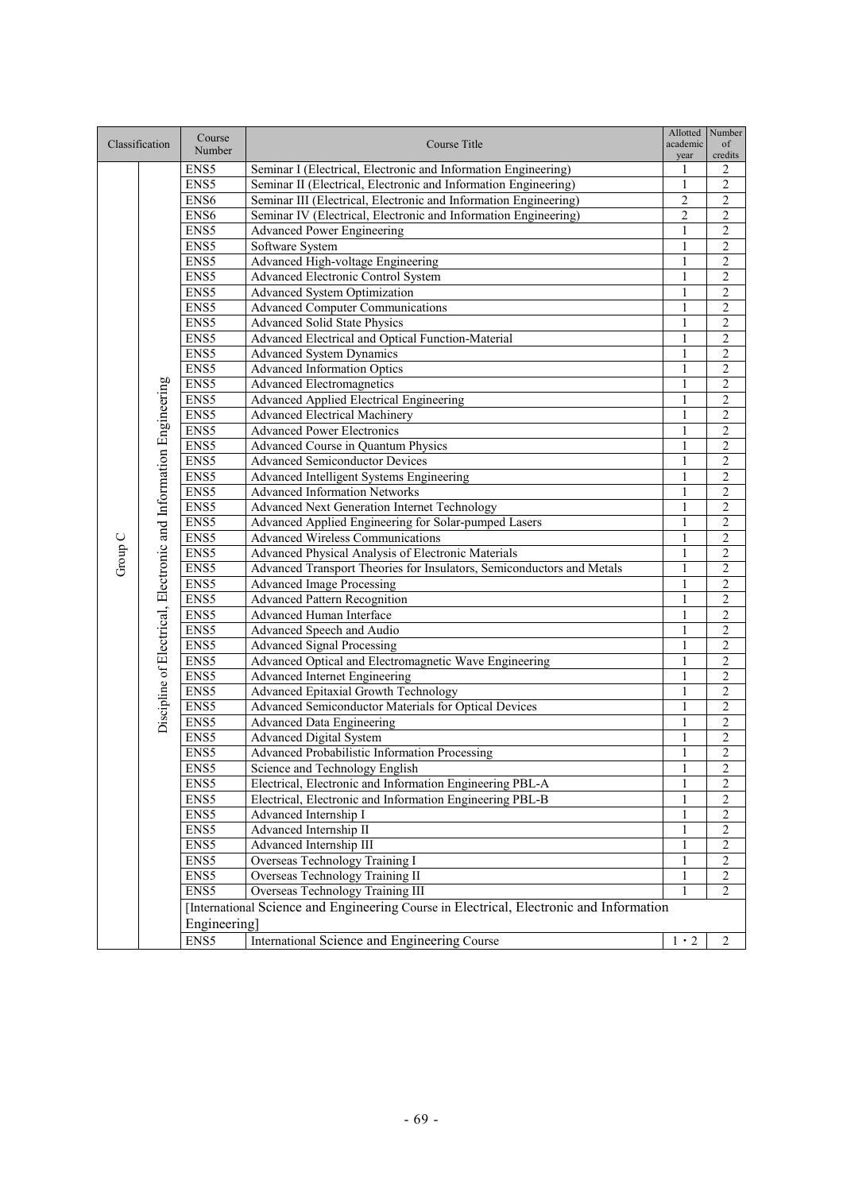| Classification | | Course Number | Course Title | Allotted academic year | Number of credits |
|---|---|---|---|---|---|
| Group C | Discipline of Electrical, Electronic and Information Engineering | ENS5 | Seminar I (Electrical, Electronic and Information Engineering) | 1 | 2 |
| | | ENS5 | Seminar II (Electrical, Electronic and Information Engineering) | 1 | 2 |
| | | ENS6 | Seminar III (Electrical, Electronic and Information Engineering) | 2 | 2 |
| | | ENS6 | Seminar IV (Electrical, Electronic and Information Engineering) | 2 | 2 |
| | | ENS5 | Advanced Power Engineering | 1 | 2 |
| | | ENS5 | Software System | 1 | 2 |
| | | ENS5 | Advanced High-voltage Engineering | 1 | 2 |
| | | ENS5 | Advanced Electronic Control System | 1 | 2 |
| | | ENS5 | Advanced System Optimization | 1 | 2 |
| | | ENS5 | Advanced Computer Communications | 1 | 2 |
| | | ENS5 | Advanced Solid State Physics | 1 | 2 |
| | | ENS5 | Advanced Electrical and Optical Function-Material | 1 | 2 |
| | | ENS5 | Advanced System Dynamics | 1 | 2 |
| | | ENS5 | Advanced Information Optics | 1 | 2 |
| | | ENS5 | Advanced Electromagnetics | 1 | 2 |
| | | ENS5 | Advanced Applied Electrical Engineering | 1 | 2 |
| | | ENS5 | Advanced Electrical Machinery | 1 | 2 |
| | | ENS5 | Advanced Power Electronics | 1 | 2 |
| | | ENS5 | Advanced Course in Quantum Physics | 1 | 2 |
| | | ENS5 | Advanced Semiconductor Devices | 1 | 2 |
| | | ENS5 | Advanced Intelligent Systems Engineering | 1 | 2 |
| | | ENS5 | Advanced Information Networks | 1 | 2 |
| | | ENS5 | Advanced Next Generation Internet Technology | 1 | 2 |
| | | ENS5 | Advanced Applied Engineering for Solar-pumped Lasers | 1 | 2 |
| | | ENS5 | Advanced Wireless Communications | 1 | 2 |
| | | ENS5 | Advanced Physical Analysis of Electronic Materials | 1 | 2 |
| | | ENS5 | Advanced Transport Theories for Insulators, Semiconductors and Metals | 1 | 2 |
| | | ENS5 | Advanced Image Processing | 1 | 2 |
| | | ENS5 | Advanced Pattern Recognition | 1 | 2 |
| | | ENS5 | Advanced Human Interface | 1 | 2 |
| | | ENS5 | Advanced Speech and Audio | 1 | 2 |
| | | ENS5 | Advanced Signal Processing | 1 | 2 |
| | | ENS5 | Advanced Optical and Electromagnetic Wave Engineering | 1 | 2 |
| | | ENS5 | Advanced Internet Engineering | 1 | 2 |
| | | ENS5 | Advanced Epitaxial Growth Technology | 1 | 2 |
| | | ENS5 | Advanced Semiconductor Materials for Optical Devices | 1 | 2 |
| | | ENS5 | Advanced Data Engineering | 1 | 2 |
| | | ENS5 | Advanced Digital System | 1 | 2 |
| | | ENS5 | Advanced Probabilistic Information Processing | 1 | 2 |
| | | ENS5 | Science and Technology English | 1 | 2 |
| | | ENS5 | Electrical, Electronic and Information Engineering PBL-A | 1 | 2 |
| | | ENS5 | Electrical, Electronic and Information Engineering PBL-B | 1 | 2 |
| | | ENS5 | Advanced Internship I | 1 | 2 |
| | | ENS5 | Advanced Internship II | 1 | 2 |
| | | ENS5 | Advanced Internship III | 1 | 2 |
| | | ENS5 | Overseas Technology Training I | 1 | 2 |
| | | ENS5 | Overseas Technology Training II | 1 | 2 |
| | | ENS5 | Overseas Technology Training III | 1 | 2 |
| | | [International Science and Engineering Course in Electrical, Electronic and Information Engineering] | | | |
| | | ENS5 | International Science and Engineering Course | 1・2 | 2 |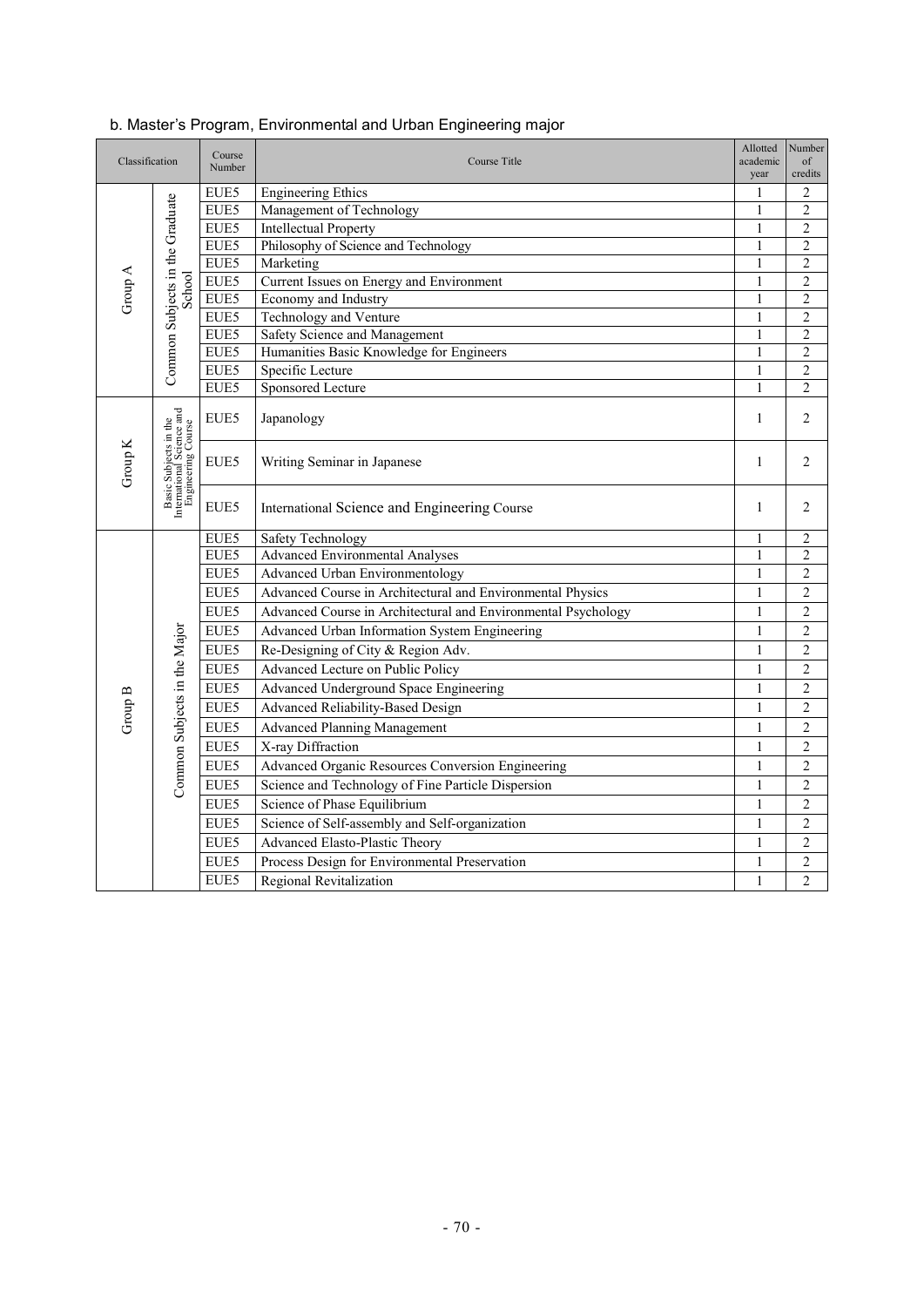b. Master's Program, Environmental and Urban Engineering major

| Classification | | Course Number | Course Title | Allotted academic year | Number of credits |
|---|---|---|---|---|---|
| Group A | Common Subjects in the Graduate School | EUE5 | Engineering Ethics | 1 | 2 |
| | | EUE5 | Management of Technology | 1 | 2 |
| | | EUE5 | Intellectual Property | 1 | 2 |
| | | EUE5 | Philosophy of Science and Technology | 1 | 2 |
| | | EUE5 | Marketing | 1 | 2 |
| | | EUE5 | Current Issues on Energy and Environment | 1 | 2 |
| | | EUE5 | Economy and Industry | 1 | 2 |
| | | EUE5 | Technology and Venture | 1 | 2 |
| | | EUE5 | Safety Science and Management | 1 | 2 |
| | | EUE5 | Humanities Basic Knowledge for Engineers | 1 | 2 |
| | | EUE5 | Specific Lecture | 1 | 2 |
| | | EUE5 | Sponsored Lecture | 1 | 2 |
| Group K | Basic Subjects in the International Science and Engineering Course | EUE5 | Japanology | 1 | 2 |
| | | EUE5 | Writing Seminar in Japanese | 1 | 2 |
| | | EUE5 | International Science and Engineering Course | 1 | 2 |
| Group B | Common Subjects in the Major | EUE5 | Safety Technology | 1 | 2 |
| | | EUE5 | Advanced Environmental Analyses | 1 | 2 |
| | | EUE5 | Advanced Urban Environmentology | 1 | 2 |
| | | EUE5 | Advanced Course in Architectural and Environmental Physics | 1 | 2 |
| | | EUE5 | Advanced Course in Architectural and Environmental Psychology | 1 | 2 |
| | | EUE5 | Advanced Urban Information System Engineering | 1 | 2 |
| | | EUE5 | Re-Designing of City & Region Adv. | 1 | 2 |
| | | EUE5 | Advanced Lecture on Public Policy | 1 | 2 |
| | | EUE5 | Advanced Underground Space Engineering | 1 | 2 |
| | | EUE5 | Advanced Reliability-Based Design | 1 | 2 |
| | | EUE5 | Advanced Planning Management | 1 | 2 |
| | | EUE5 | X-ray Diffraction | 1 | 2 |
| | | EUE5 | Advanced Organic Resources Conversion Engineering | 1 | 2 |
| | | EUE5 | Science and Technology of Fine Particle Dispersion | 1 | 2 |
| | | EUE5 | Science of Phase Equilibrium | 1 | 2 |
| | | EUE5 | Science of Self-assembly and Self-organization | 1 | 2 |
| | | EUE5 | Advanced Elasto-Plastic Theory | 1 | 2 |
| | | EUE5 | Process Design for Environmental Preservation | 1 | 2 |
| | | EUE5 | Regional Revitalization | 1 | 2 |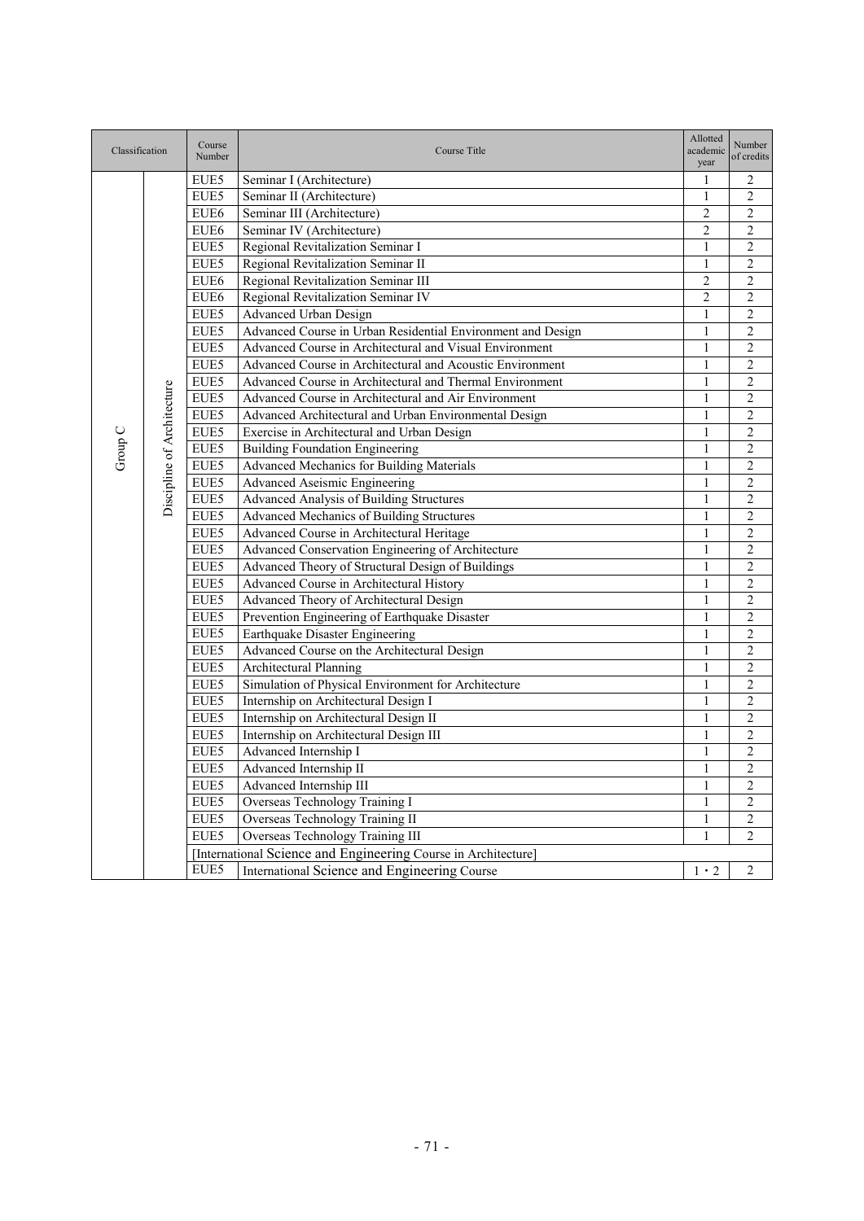| Classification | | Course Number | Course Title | Allotted academic year | Number of credits |
|---|---|---|---|---|---|
| Group C | Discipline of Architecture | EUE5 | Seminar I (Architecture) | 1 | 2 |
| | | EUE5 | Seminar II (Architecture) | 1 | 2 |
| | | EUE6 | Seminar III (Architecture) | 2 | 2 |
| | | EUE6 | Seminar IV (Architecture) | 2 | 2 |
| | | EUE5 | Regional Revitalization Seminar I | 1 | 2 |
| | | EUE5 | Regional Revitalization Seminar II | 1 | 2 |
| | | EUE6 | Regional Revitalization Seminar III | 2 | 2 |
| | | EUE6 | Regional Revitalization Seminar IV | 2 | 2 |
| | | EUE5 | Advanced Urban Design | 1 | 2 |
| | | EUE5 | Advanced Course in Urban Residential Environment and Design | 1 | 2 |
| | | EUE5 | Advanced Course in Architectural and Visual Environment | 1 | 2 |
| | | EUE5 | Advanced Course in Architectural and Acoustic Environment | 1 | 2 |
| | | EUE5 | Advanced Course in Architectural and Thermal Environment | 1 | 2 |
| | | EUE5 | Advanced Course in Architectural and Air Environment | 1 | 2 |
| | | EUE5 | Advanced Architectural and Urban Environmental Design | 1 | 2 |
| | | EUE5 | Exercise in Architectural and Urban Design | 1 | 2 |
| | | EUE5 | Building Foundation Engineering | 1 | 2 |
| | | EUE5 | Advanced Mechanics for Building Materials | 1 | 2 |
| | | EUE5 | Advanced Aseismic Engineering | 1 | 2 |
| | | EUE5 | Advanced Analysis of Building Structures | 1 | 2 |
| | | EUE5 | Advanced Mechanics of Building Structures | 1 | 2 |
| | | EUE5 | Advanced Course in Architectural Heritage | 1 | 2 |
| | | EUE5 | Advanced Conservation Engineering of Architecture | 1 | 2 |
| | | EUE5 | Advanced Theory of Structural Design of Buildings | 1 | 2 |
| | | EUE5 | Advanced Course in Architectural History | 1 | 2 |
| | | EUE5 | Advanced Theory of Architectural Design | 1 | 2 |
| | | EUE5 | Prevention Engineering of Earthquake Disaster | 1 | 2 |
| | | EUE5 | Earthquake Disaster Engineering | 1 | 2 |
| | | EUE5 | Advanced Course on the Architectural Design | 1 | 2 |
| | | EUE5 | Architectural Planning | 1 | 2 |
| | | EUE5 | Simulation of Physical Environment for Architecture | 1 | 2 |
| | | EUE5 | Internship on Architectural Design I | 1 | 2 |
| | | EUE5 | Internship on Architectural Design II | 1 | 2 |
| | | EUE5 | Internship on Architectural Design III | 1 | 2 |
| | | EUE5 | Advanced Internship I | 1 | 2 |
| | | EUE5 | Advanced Internship II | 1 | 2 |
| | | EUE5 | Advanced Internship III | 1 | 2 |
| | | EUE5 | Overseas Technology Training I | 1 | 2 |
| | | EUE5 | Overseas Technology Training II | 1 | 2 |
| | | EUE5 | Overseas Technology Training III | 1 | 2 |
| | | [International Science and Engineering Course in Architecture] | | | |
| | | EUE5 | International Science and Engineering Course | 1・2 | 2 |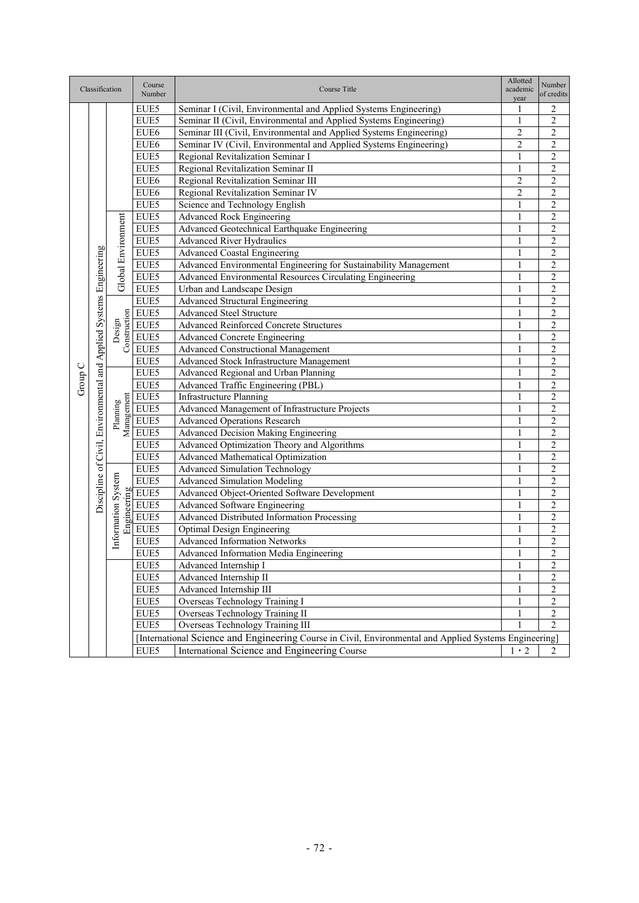| Classification | | | Course Number | Course Title | Allotted academic year | Number of credits |
|---|---|---|---|---|---|---|
| Group C | Discipline of Civil, Environmental and Applied Systems Engineering | | EUE5 | Seminar I (Civil, Environmental and Applied Systems Engineering) | 1 | 2 |
| | | | EUE5 | Seminar II (Civil, Environmental and Applied Systems Engineering) | 1 | 2 |
| | | | EUE6 | Seminar III (Civil, Environmental and Applied Systems Engineering) | 2 | 2 |
| | | | EUE6 | Seminar IV (Civil, Environmental and Applied Systems Engineering) | 2 | 2 |
| | | | EUE5 | Regional Revitalization Seminar I | 1 | 2 |
| | | | EUE5 | Regional Revitalization Seminar II | 1 | 2 |
| | | | EUE6 | Regional Revitalization Seminar III | 2 | 2 |
| | | | EUE6 | Regional Revitalization Seminar IV | 2 | 2 |
| | | | EUE5 | Science and Technology English | 1 | 2 |
| | | Global Environment | EUE5 | Advanced Rock Engineering | 1 | 2 |
| | | | EUE5 | Advanced Geotechnical Earthquake Engineering | 1 | 2 |
| | | | EUE5 | Advanced River Hydraulics | 1 | 2 |
| | | | EUE5 | Advanced Coastal Engineering | 1 | 2 |
| | | | EUE5 | Advanced Environmental Engineering for Sustainability Management | 1 | 2 |
| | | | EUE5 | Advanced Environmental Resources Circulating Engineering | 1 | 2 |
| | | | EUE5 | Urban and Landscape Design | 1 | 2 |
| | | Design Construction | EUE5 | Advanced Structural Engineering | 1 | 2 |
| | | | EUE5 | Advanced Steel Structure | 1 | 2 |
| | | | EUE5 | Advanced Reinforced Concrete Structures | 1 | 2 |
| | | | EUE5 | Advanced Concrete Engineering | 1 | 2 |
| | | | EUE5 | Advanced Constructional Management | 1 | 2 |
| | | | EUE5 | Advanced Stock Infrastructure Management | 1 | 2 |
| | | Planning Management | EUE5 | Advanced Regional and Urban Planning | 1 | 2 |
| | | | EUE5 | Advanced Traffic Engineering (PBL) | 1 | 2 |
| | | | EUE5 | Infrastructure Planning | 1 | 2 |
| | | | EUE5 | Advanced Management of Infrastructure Projects | 1 | 2 |
| | | | EUE5 | Advanced Operations Research | 1 | 2 |
| | | | EUE5 | Advanced Decision Making Engineering | 1 | 2 |
| | | | EUE5 | Advanced Optimization Theory and Algorithms | 1 | 2 |
| | | | EUE5 | Advanced Mathematical Optimization | 1 | 2 |
| | | Information System Engineering | EUE5 | Advanced Simulation Technology | 1 | 2 |
| | | | EUE5 | Advanced Simulation Modeling | 1 | 2 |
| | | | EUE5 | Advanced Object-Oriented Software Development | 1 | 2 |
| | | | EUE5 | Advanced Software Engineering | 1 | 2 |
| | | | EUE5 | Advanced Distributed Information Processing | 1 | 2 |
| | | | EUE5 | Optimal Design Engineering | 1 | 2 |
| | | | EUE5 | Advanced Information Networks | 1 | 2 |
| | | | EUE5 | Advanced Information Media Engineering | 1 | 2 |
| | | | EUE5 | Advanced Internship I | 1 | 2 |
| | | | EUE5 | Advanced Internship II | 1 | 2 |
| | | | EUE5 | Advanced Internship III | 1 | 2 |
| | | | EUE5 | Overseas Technology Training I | 1 | 2 |
| | | | EUE5 | Overseas Technology Training II | 1 | 2 |
| | | | EUE5 | Overseas Technology Training III | 1 | 2 |
| | | | [International Science and Engineering Course in Civil, Environmental and Applied Systems Engineering] | | | |
| | | | EUE5 | International Science and Engineering Course | 1・2 | 2 |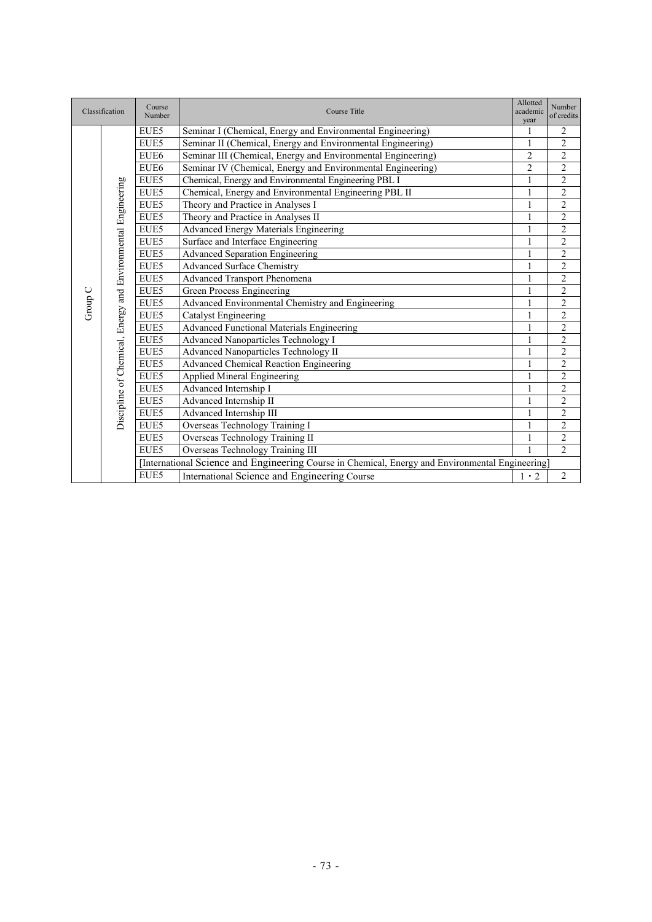| Classification | | Course Number | Course Title | Allotted academic year | Number of credits |
|---|---|---|---|---|---|
| Group C | Discipline of Chemical, Energy and Environmental Engineering | EUE5 | Seminar I (Chemical, Energy and Environmental Engineering) | 1 | 2 |
| | | EUE5 | Seminar II (Chemical, Energy and Environmental Engineering) | 1 | 2 |
| | | EUE6 | Seminar III (Chemical, Energy and Environmental Engineering) | 2 | 2 |
| | | EUE6 | Seminar IV (Chemical, Energy and Environmental Engineering) | 2 | 2 |
| | | EUE5 | Chemical, Energy and Environmental Engineering PBL I | 1 | 2 |
| | | EUE5 | Chemical, Energy and Environmental Engineering PBL II | 1 | 2 |
| | | EUE5 | Theory and Practice in Analyses I | 1 | 2 |
| | | EUE5 | Theory and Practice in Analyses II | 1 | 2 |
| | | EUE5 | Advanced Energy Materials Engineering | 1 | 2 |
| | | EUE5 | Surface and Interface Engineering | 1 | 2 |
| | | EUE5 | Advanced Separation Engineering | 1 | 2 |
| | | EUE5 | Advanced Surface Chemistry | 1 | 2 |
| | | EUE5 | Advanced Transport Phenomena | 1 | 2 |
| | | EUE5 | Green Process Engineering | 1 | 2 |
| | | EUE5 | Advanced Environmental Chemistry and Engineering | 1 | 2 |
| | | EUE5 | Catalyst Engineering | 1 | 2 |
| | | EUE5 | Advanced Functional Materials Engineering | 1 | 2 |
| | | EUE5 | Advanced Nanoparticles Technology I | 1 | 2 |
| | | EUE5 | Advanced Nanoparticles Technology II | 1 | 2 |
| | | EUE5 | Advanced Chemical Reaction Engineering | 1 | 2 |
| | | EUE5 | Applied Mineral Engineering | 1 | 2 |
| | | EUE5 | Advanced Internship I | 1 | 2 |
| | | EUE5 | Advanced Internship II | 1 | 2 |
| | | EUE5 | Advanced Internship III | 1 | 2 |
| | | EUE5 | Overseas Technology Training I | 1 | 2 |
| | | EUE5 | Overseas Technology Training II | 1 | 2 |
| | | EUE5 | Overseas Technology Training III | 1 | 2 |
| | | [International Science and Engineering Course in Chemical, Energy and Environmental Engineering] | | | |
| | | EUE5 | International Science and Engineering Course | 1・2 | 2 |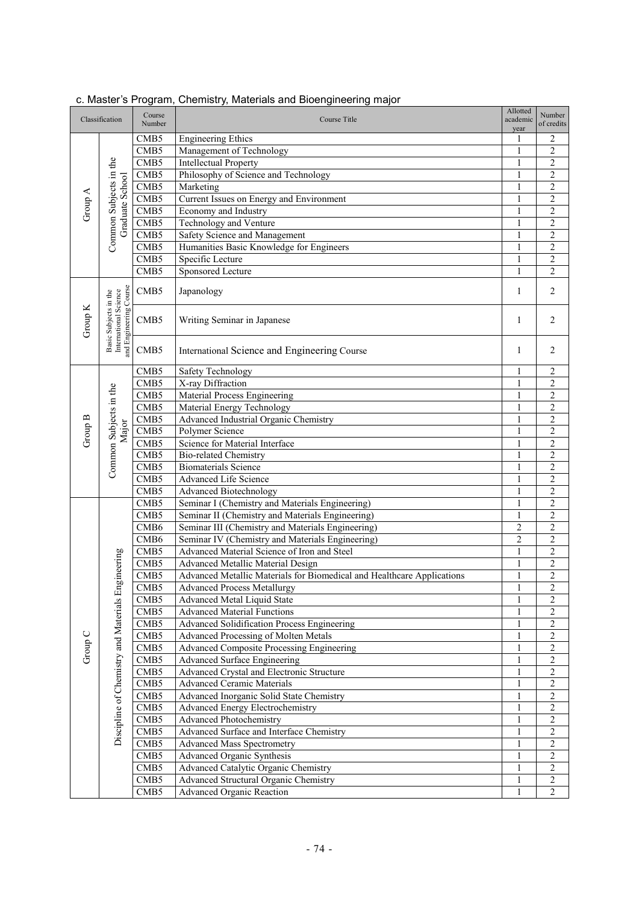c. Master's Program, Chemistry, Materials and Bioengineering major

| Classification | | Course Number | Course Title | Allotted academic year | Number of credits |
|---|---|---|---|---|---|
| Group A | Common Subjects in the Graduate School | CMB5 | Engineering Ethics | 1 | 2 |
| | | CMB5 | Management of Technology | 1 | 2 |
| | | CMB5 | Intellectual Property | 1 | 2 |
| | | CMB5 | Philosophy of Science and Technology | 1 | 2 |
| | | CMB5 | Marketing | 1 | 2 |
| | | CMB5 | Current Issues on Energy and Environment | 1 | 2 |
| | | CMB5 | Economy and Industry | 1 | 2 |
| | | CMB5 | Technology and Venture | 1 | 2 |
| | | CMB5 | Safety Science and Management | 1 | 2 |
| | | CMB5 | Humanities Basic Knowledge for Engineers | 1 | 2 |
| | | CMB5 | Specific Lecture | 1 | 2 |
| | | CMB5 | Sponsored Lecture | 1 | 2 |
| Group K | Basic Subjects in the International Science and Engineering Course | CMB5 | Japanology | 1 | 2 |
| | | CMB5 | Writing Seminar in Japanese | 1 | 2 |
| | | CMB5 | International Science and Engineering Course | 1 | 2 |
| Group B | Common Subjects in the Major | CMB5 | Safety Technology | 1 | 2 |
| | | CMB5 | X-ray Diffraction | 1 | 2 |
| | | CMB5 | Material Process Engineering | 1 | 2 |
| | | CMB5 | Material Energy Technology | 1 | 2 |
| | | CMB5 | Advanced Industrial Organic Chemistry | 1 | 2 |
| | | CMB5 | Polymer Science | 1 | 2 |
| | | CMB5 | Science for Material Interface | 1 | 2 |
| | | CMB5 | Bio-related Chemistry | 1 | 2 |
| | | CMB5 | Biomaterials Science | 1 | 2 |
| | | CMB5 | Advanced Life Science | 1 | 2 |
| | | CMB5 | Advanced Biotechnology | 1 | 2 |
| Group C | Discipline of Chemistry and Materials Engineering | CMB5 | Seminar I (Chemistry and Materials Engineering) | 1 | 2 |
| | | CMB5 | Seminar II (Chemistry and Materials Engineering) | 1 | 2 |
| | | CMB6 | Seminar III (Chemistry and Materials Engineering) | 2 | 2 |
| | | CMB6 | Seminar IV (Chemistry and Materials Engineering) | 2 | 2 |
| | | CMB5 | Advanced Material Science of Iron and Steel | 1 | 2 |
| | | CMB5 | Advanced Metallic Material Design | 1 | 2 |
| | | CMB5 | Advanced Metallic Materials for Biomedical and Healthcare Applications | 1 | 2 |
| | | CMB5 | Advanced Process Metallurgy | 1 | 2 |
| | | CMB5 | Advanced Metal Liquid State | 1 | 2 |
| | | CMB5 | Advanced Material Functions | 1 | 2 |
| | | CMB5 | Advanced Solidification Process Engineering | 1 | 2 |
| | | CMB5 | Advanced Processing of Molten Metals | 1 | 2 |
| | | CMB5 | Advanced Composite Processing Engineering | 1 | 2 |
| | | CMB5 | Advanced Surface Engineering | 1 | 2 |
| | | CMB5 | Advanced Crystal and Electronic Structure | 1 | 2 |
| | | CMB5 | Advanced Ceramic Materials | 1 | 2 |
| | | CMB5 | Advanced Inorganic Solid State Chemistry | 1 | 2 |
| | | CMB5 | Advanced Energy Electrochemistry | 1 | 2 |
| | | CMB5 | Advanced Photochemistry | 1 | 2 |
| | | CMB5 | Advanced Surface and Interface Chemistry | 1 | 2 |
| | | CMB5 | Advanced Mass Spectrometry | 1 | 2 |
| | | CMB5 | Advanced Organic Synthesis | 1 | 2 |
| | | CMB5 | Advanced Catalytic Organic Chemistry | 1 | 2 |
| | | CMB5 | Advanced Structural Organic Chemistry | 1 | 2 |
| | | CMB5 | Advanced Organic Reaction | 1 | 2 |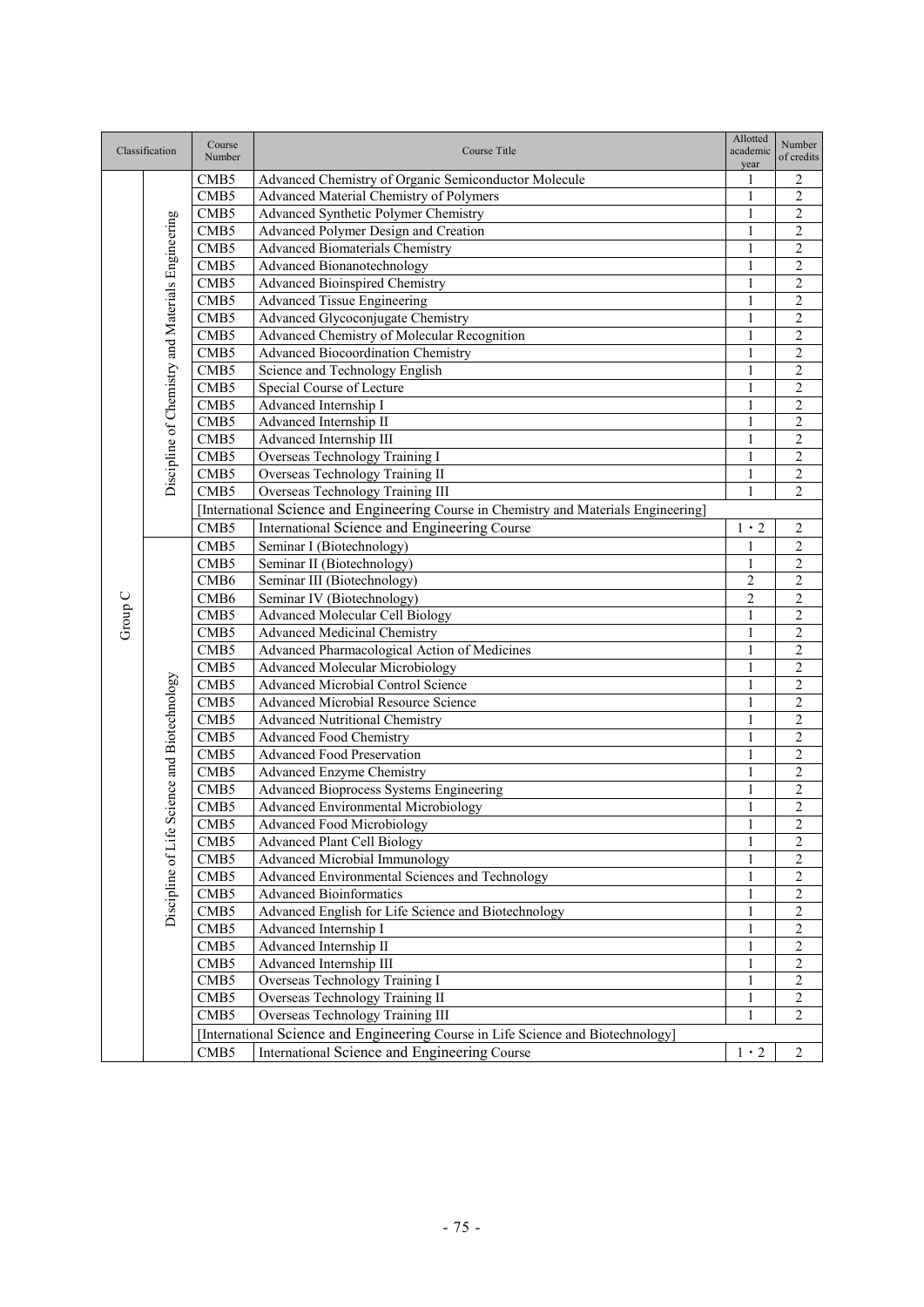| Classification | | Course Number | Course Title | Allotted academic year | Number of credits |
|---|---|---|---|---|---|
| Group C | Discipline of Chemistry and Materials Engineering | CMB5 | Advanced Chemistry of Organic Semiconductor Molecule | 1 | 2 |
| | | CMB5 | Advanced Material Chemistry of Polymers | 1 | 2 |
| | | CMB5 | Advanced Synthetic Polymer Chemistry | 1 | 2 |
| | | CMB5 | Advanced Polymer Design and Creation | 1 | 2 |
| | | CMB5 | Advanced Biomaterials Chemistry | 1 | 2 |
| | | CMB5 | Advanced Bionanotechnology | 1 | 2 |
| | | CMB5 | Advanced Bioinspired Chemistry | 1 | 2 |
| | | CMB5 | Advanced Tissue Engineering | 1 | 2 |
| | | CMB5 | Advanced Glycoconjugate Chemistry | 1 | 2 |
| | | CMB5 | Advanced Chemistry of Molecular Recognition | 1 | 2 |
| | | CMB5 | Advanced Biocoordination Chemistry | 1 | 2 |
| | | CMB5 | Science and Technology English | 1 | 2 |
| | | CMB5 | Special Course of Lecture | 1 | 2 |
| | | CMB5 | Advanced Internship I | 1 | 2 |
| | | CMB5 | Advanced Internship II | 1 | 2 |
| | | CMB5 | Advanced Internship III | 1 | 2 |
| | | CMB5 | Overseas Technology Training I | 1 | 2 |
| | | CMB5 | Overseas Technology Training II | 1 | 2 |
| | | CMB5 | Overseas Technology Training III | 1 | 2 |
| | | [International Science and Engineering Course in Chemistry and Materials Engineering] | | | |
| | | CMB5 | International Science and Engineering Course | 1・2 | 2 |
| | Discipline of Life Science and Biotechnology | CMB5 | Seminar I (Biotechnology) | 1 | 2 |
| | | CMB5 | Seminar II (Biotechnology) | 1 | 2 |
| | | CMB6 | Seminar III (Biotechnology) | 2 | 2 |
| | | CMB6 | Seminar IV (Biotechnology) | 2 | 2 |
| | | CMB5 | Advanced Molecular Cell Biology | 1 | 2 |
| | | CMB5 | Advanced Medicinal Chemistry | 1 | 2 |
| | | CMB5 | Advanced Pharmacological Action of Medicines | 1 | 2 |
| | | CMB5 | Advanced Molecular Microbiology | 1 | 2 |
| | | CMB5 | Advanced Microbial Control Science | 1 | 2 |
| | | CMB5 | Advanced Microbial Resource Science | 1 | 2 |
| | | CMB5 | Advanced Nutritional Chemistry | 1 | 2 |
| | | CMB5 | Advanced Food Chemistry | 1 | 2 |
| | | CMB5 | Advanced Food Preservation | 1 | 2 |
| | | CMB5 | Advanced Enzyme Chemistry | 1 | 2 |
| | | CMB5 | Advanced Bioprocess Systems Engineering | 1 | 2 |
| | | CMB5 | Advanced Environmental Microbiology | 1 | 2 |
| | | CMB5 | Advanced Food Microbiology | 1 | 2 |
| | | CMB5 | Advanced Plant Cell Biology | 1 | 2 |
| | | CMB5 | Advanced Microbial Immunology | 1 | 2 |
| | | CMB5 | Advanced Environmental Sciences and Technology | 1 | 2 |
| | | CMB5 | Advanced Bioinformatics | 1 | 2 |
| | | CMB5 | Advanced English for Life Science and Biotechnology | 1 | 2 |
| | | CMB5 | Advanced Internship I | 1 | 2 |
| | | CMB5 | Advanced Internship II | 1 | 2 |
| | | CMB5 | Advanced Internship III | 1 | 2 |
| | | CMB5 | Overseas Technology Training I | 1 | 2 |
| | | CMB5 | Overseas Technology Training II | 1 | 2 |
| | | CMB5 | Overseas Technology Training III | 1 | 2 |
| | | [International Science and Engineering Course in Life Science and Biotechnology] | | | |
| | | CMB5 | International Science and Engineering Course | 1・2 | 2 |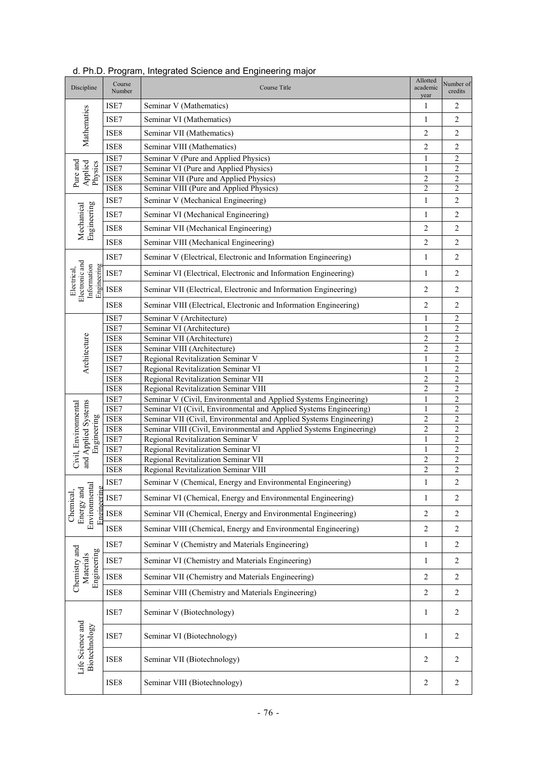d. Ph.D. Program, Integrated Science and Engineering major

| Discipline | Course Number | Course Title | Allotted academic year | Number of credits |
|---|---|---|---|---|
| Mathematics | ISE7 | Seminar V (Mathematics) | 1 | 2 |
| | ISE7 | Seminar VI (Mathematics) | 1 | 2 |
| | ISE8 | Seminar VII (Mathematics) | 2 | 2 |
| | ISE8 | Seminar VIII (Mathematics) | 2 | 2 |
| Pure and Applied Physics | ISE7 | Seminar V (Pure and Applied Physics) | 1 | 2 |
| | ISE7 | Seminar VI (Pure and Applied Physics) | 1 | 2 |
| | ISE8 | Seminar VII (Pure and Applied Physics) | 2 | 2 |
| | ISE8 | Seminar VIII (Pure and Applied Physics) | 2 | 2 |
| Mechanical Engineering | ISE7 | Seminar V (Mechanical Engineering) | 1 | 2 |
| | ISE7 | Seminar VI (Mechanical Engineering) | 1 | 2 |
| | ISE8 | Seminar VII (Mechanical Engineering) | 2 | 2 |
| | ISE8 | Seminar VIII (Mechanical Engineering) | 2 | 2 |
| Electrical, Electronic and Information Engineering | ISE7 | Seminar V (Electrical, Electronic and Information Engineering) | 1 | 2 |
| | ISE7 | Seminar VI (Electrical, Electronic and Information Engineering) | 1 | 2 |
| | ISE8 | Seminar VII (Electrical, Electronic and Information Engineering) | 2 | 2 |
| | ISE8 | Seminar VIII (Electrical, Electronic and Information Engineering) | 2 | 2 |
| Architecture | ISE7 | Seminar V (Architecture) | 1 | 2 |
| | ISE7 | Seminar VI (Architecture) | 1 | 2 |
| | ISE8 | Seminar VII (Architecture) | 2 | 2 |
| | ISE8 | Seminar VIII (Architecture) | 2 | 2 |
| | ISE7 | Regional Revitalization Seminar V | 1 | 2 |
| | ISE7 | Regional Revitalization Seminar VI | 1 | 2 |
| | ISE8 | Regional Revitalization Seminar VII | 2 | 2 |
| | ISE8 | Regional Revitalization Seminar VIII | 2 | 2 |
| Civil, Environmental and Applied Systems Engineering | ISE7 | Seminar V (Civil, Environmental and Applied Systems Engineering) | 1 | 2 |
| | ISE7 | Seminar VI (Civil, Environmental and Applied Systems Engineering) | 1 | 2 |
| | ISE8 | Seminar VII (Civil, Environmental and Applied Systems Engineering) | 2 | 2 |
| | ISE8 | Seminar VIII (Civil, Environmental and Applied Systems Engineering) | 2 | 2 |
| | ISE7 | Regional Revitalization Seminar V | 1 | 2 |
| | ISE7 | Regional Revitalization Seminar VI | 1 | 2 |
| | ISE8 | Regional Revitalization Seminar VII | 2 | 2 |
| | ISE8 | Regional Revitalization Seminar VIII | 2 | 2 |
| Chemical, Energy and Environmental Engineering | ISE7 | Seminar V (Chemical, Energy and Environmental Engineering) | 1 | 2 |
| | ISE7 | Seminar VI (Chemical, Energy and Environmental Engineering) | 1 | 2 |
| | ISE8 | Seminar VII (Chemical, Energy and Environmental Engineering) | 2 | 2 |
| | ISE8 | Seminar VIII (Chemical, Energy and Environmental Engineering) | 2 | 2 |
| Chemistry and Materials Engineering | ISE7 | Seminar V (Chemistry and Materials Engineering) | 1 | 2 |
| | ISE7 | Seminar VI (Chemistry and Materials Engineering) | 1 | 2 |
| | ISE8 | Seminar VII (Chemistry and Materials Engineering) | 2 | 2 |
| | ISE8 | Seminar VIII (Chemistry and Materials Engineering) | 2 | 2 |
| Life Science and Biotechnology | ISE7 | Seminar V (Biotechnology) | 1 | 2 |
| | ISE7 | Seminar VI (Biotechnology) | 1 | 2 |
| | ISE8 | Seminar VII (Biotechnology) | 2 | 2 |
| | ISE8 | Seminar VIII (Biotechnology) | 2 | 2 |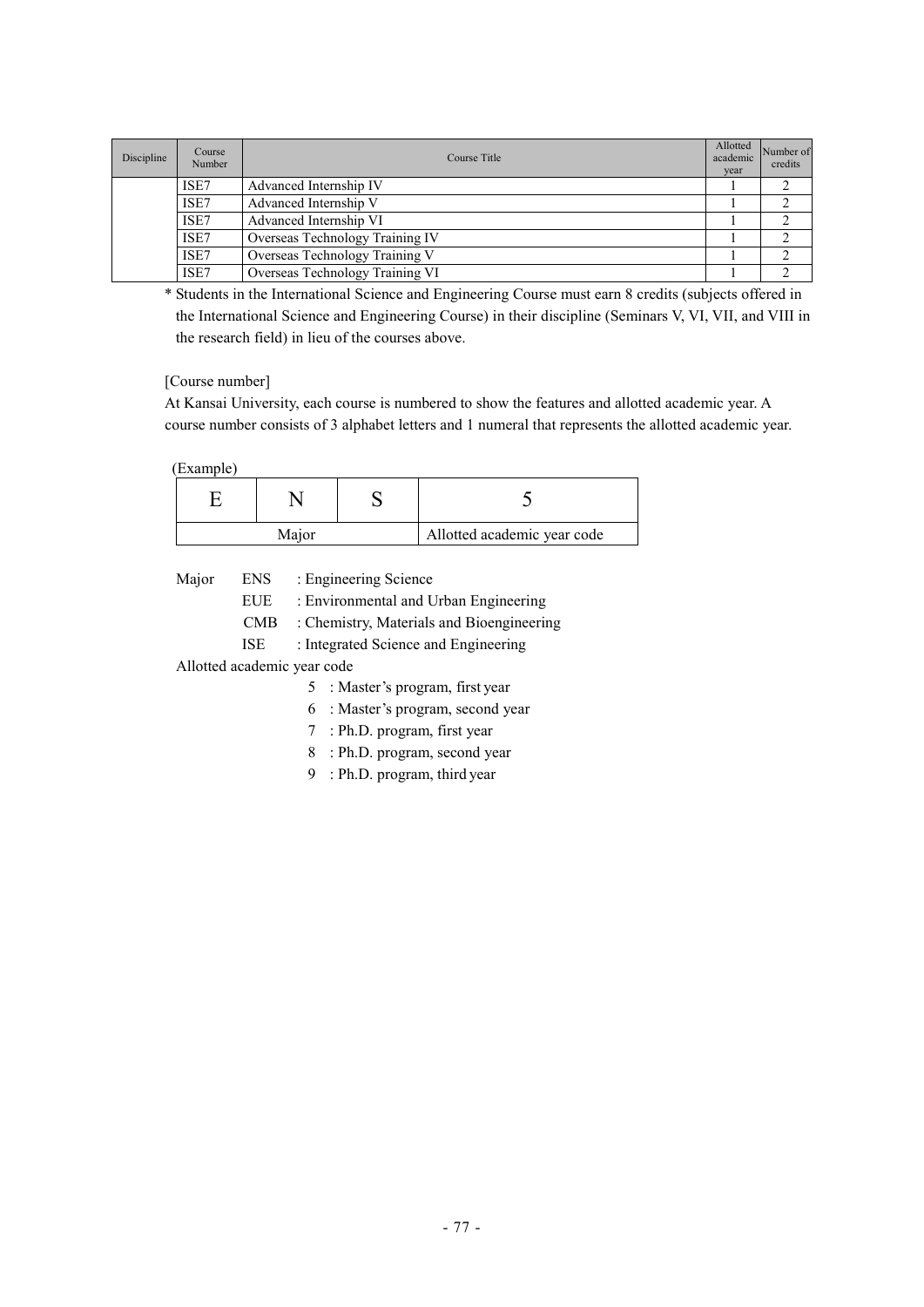| Discipline | Course Number | Course Title | Allotted academic year | Number of credits |
|---|---|---|---|---|
| | ISE7 | Advanced Internship IV | 1 | 2 |
| | ISE7 | Advanced Internship V | 1 | 2 |
| | ISE7 | Advanced Internship VI | 1 | 2 |
| | ISE7 | Overseas Technology Training IV | 1 | 2 |
| | ISE7 | Overseas Technology Training V | 1 | 2 |
| | ISE7 | Overseas Technology Training VI | 1 | 2 |

* Students in the International Science and Engineering Course must earn 8 credits (subjects offered in the International Science and Engineering Course) in their discipline (Seminars V, VI, VII, and VIII in the research field) in lieu of the courses above.

[Course number]

At Kansai University, each course is numbered to show the features and allotted academic year. A course number consists of 3 alphabet letters and 1 numeral that represents the allotted academic year.

(Example)

| E | N | S | 5 |
|---|---|---|---|
| Major | | | Allotted academic year code |

Major
- ENS : Engineering Science
- EUE : Environmental and Urban Engineering
- CMB : Chemistry, Materials and Bioengineering
- ISE : Integrated Science and Engineering

Allotted academic year code
- 5 : Master's program, first year
- 6 : Master's program, second year
- 7 : Ph.D. program, first year
- 8 : Ph.D. program, second year
- 9 : Ph.D. program, third year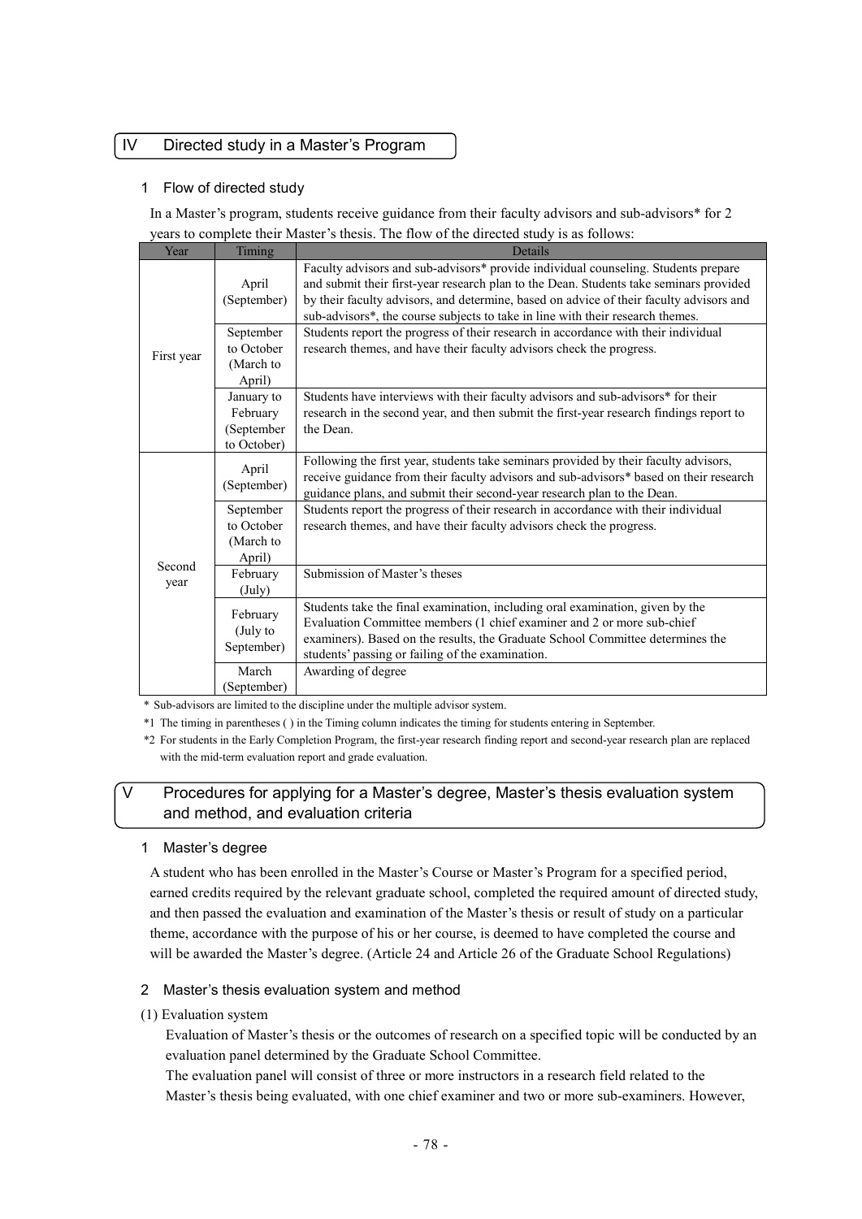## IV Directed study in a Master's Program

### 1 Flow of directed study

In a Master's program, students receive guidance from their faculty advisors and sub-advisors* for 2 years to complete their Master's thesis. The flow of the directed study is as follows:

| Year | Timing | Details |
|---|---|---|
| First year | April (September) | Faculty advisors and sub-advisors* provide individual counseling. Students prepare and submit their first-year research plan to the Dean. Students take seminars provided by their faculty advisors, and determine, based on advice of their faculty advisors and sub-advisors*, the course subjects to take in line with their research themes. |
| | September to October (March to April) | Students report the progress of their research in accordance with their individual research themes, and have their faculty advisors check the progress. |
| | January to February (September to October) | Students have interviews with their faculty advisors and sub-advisors* for their research in the second year, and then submit the first-year research findings report to the Dean. |
| Second year | April (September) | Following the first year, students take seminars provided by their faculty advisors, receive guidance from their faculty advisors and sub-advisors* based on their research guidance plans, and submit their second-year research plan to the Dean. |
| | September to October (March to April) | Students report the progress of their research in accordance with their individual research themes, and have their faculty advisors check the progress. |
| | February (July) | Submission of Master's theses |
| | February (July to September) | Students take the final examination, including oral examination, given by the Evaluation Committee members (1 chief examiner and 2 or more sub-chief examiners). Based on the results, the Graduate School Committee determines the students' passing or failing of the examination. |
| | March (September) | Awarding of degree |

\* Sub-advisors are limited to the discipline under the multiple advisor system.

*1 The timing in parentheses ( ) in the Timing column indicates the timing for students entering in September.

*2 For students in the Early Completion Program, the first-year research finding report and second-year research plan are replaced with the mid-term evaluation report and grade evaluation.

## V Procedures for applying for a Master's degree, Master's thesis evaluation system and method, and evaluation criteria

### 1 Master's degree

A student who has been enrolled in the Master's Course or Master's Program for a specified period, earned credits required by the relevant graduate school, completed the required amount of directed study, and then passed the evaluation and examination of the Master's thesis or result of study on a particular theme, accordance with the purpose of his or her course, is deemed to have completed the course and will be awarded the Master's degree. (Article 24 and Article 26 of the Graduate School Regulations)

### 2 Master's thesis evaluation system and method

(1) Evaluation system

Evaluation of Master's thesis or the outcomes of research on a specified topic will be conducted by an evaluation panel determined by the Graduate School Committee.

The evaluation panel will consist of three or more instructors in a research field related to the Master's thesis being evaluated, with one chief examiner and two or more sub-examiners. However,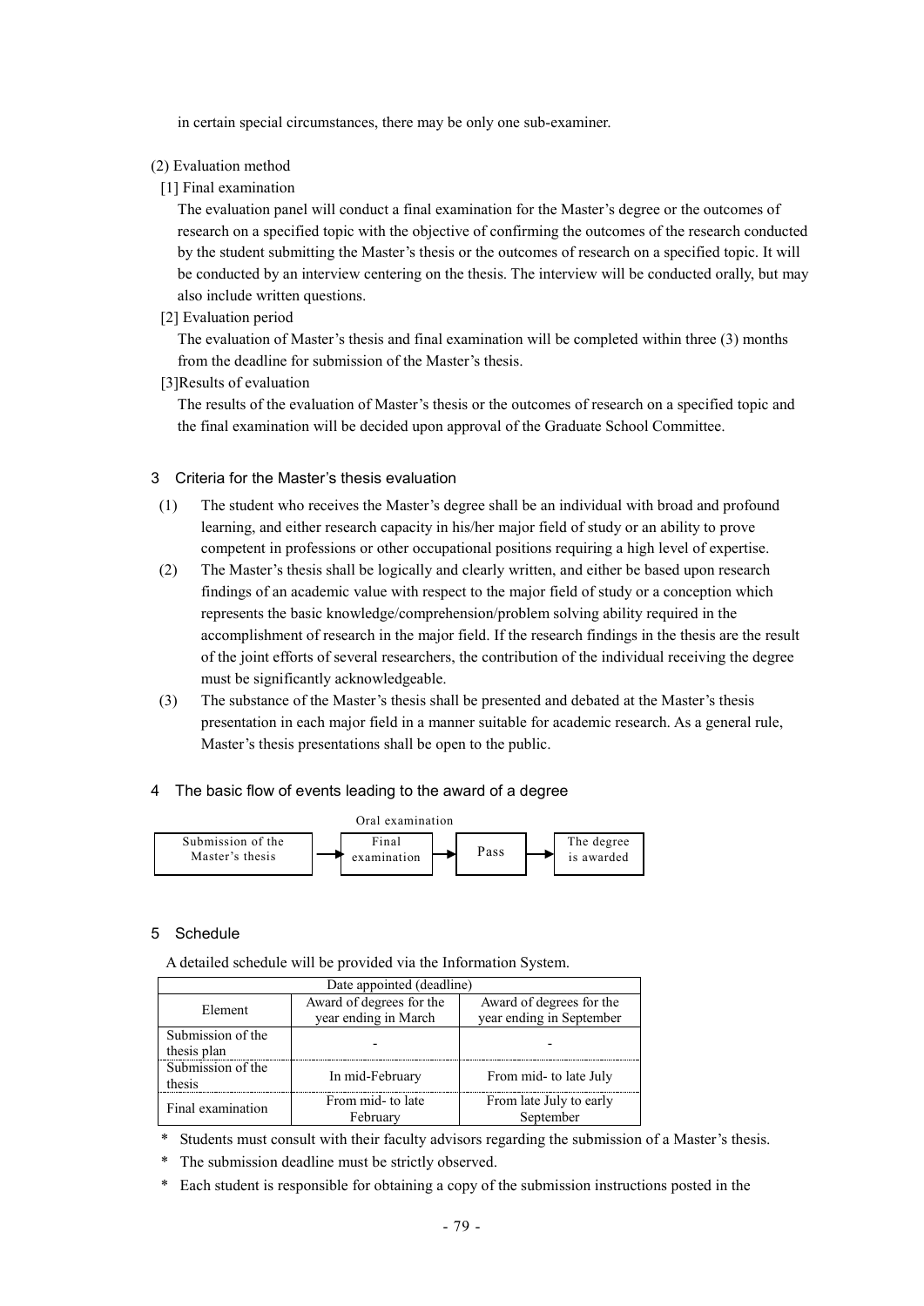in certain special circumstances, there may be only one sub-examiner.

(2) Evaluation method

[1] Final examination

The evaluation panel will conduct a final examination for the Master's degree or the outcomes of research on a specified topic with the objective of confirming the outcomes of the research conducted by the student submitting the Master's thesis or the outcomes of research on a specified topic. It will be conducted by an interview centering on the thesis. The interview will be conducted orally, but may also include written questions.

[2] Evaluation period

The evaluation of Master's thesis and final examination will be completed within three (3) months from the deadline for submission of the Master's thesis.

[3]Results of evaluation

The results of the evaluation of Master's thesis or the outcomes of research on a specified topic and the final examination will be decided upon approval of the Graduate School Committee.

## 3 Criteria for the Master's thesis evaluation

(1) The student who receives the Master's degree shall be an individual with broad and profound learning, and either research capacity in his/her major field of study or an ability to prove competent in professions or other occupational positions requiring a high level of expertise.

(2) The Master's thesis shall be logically and clearly written, and either be based upon research findings of an academic value with respect to the major field of study or a conception which represents the basic knowledge/comprehension/problem solving ability required in the accomplishment of research in the major field. If the research findings in the thesis are the result of the joint efforts of several researchers, the contribution of the individual receiving the degree must be significantly acknowledgeable.

(3) The substance of the Master's thesis shall be presented and debated at the Master's thesis presentation in each major field in a manner suitable for academic research. As a general rule, Master's thesis presentations shall be open to the public.

## 4 The basic flow of events leading to the award of a degree

Submission of the Master's thesis → Final examination (Oral examination) → Pass → The degree is awarded

## 5 Schedule

A detailed schedule will be provided via the Information System.

| Date appointed (deadline) | | |
|---|---|---|
| Element | Award of degrees for the year ending in March | Award of degrees for the year ending in September |
| Submission of the thesis plan | - | - |
| Submission of the thesis | In mid-February | From mid- to late July |
| Final examination | From mid- to late February | From late July to early September |

\* Students must consult with their faculty advisors regarding the submission of a Master's thesis.

\* The submission deadline must be strictly observed.

\* Each student is responsible for obtaining a copy of the submission instructions posted in the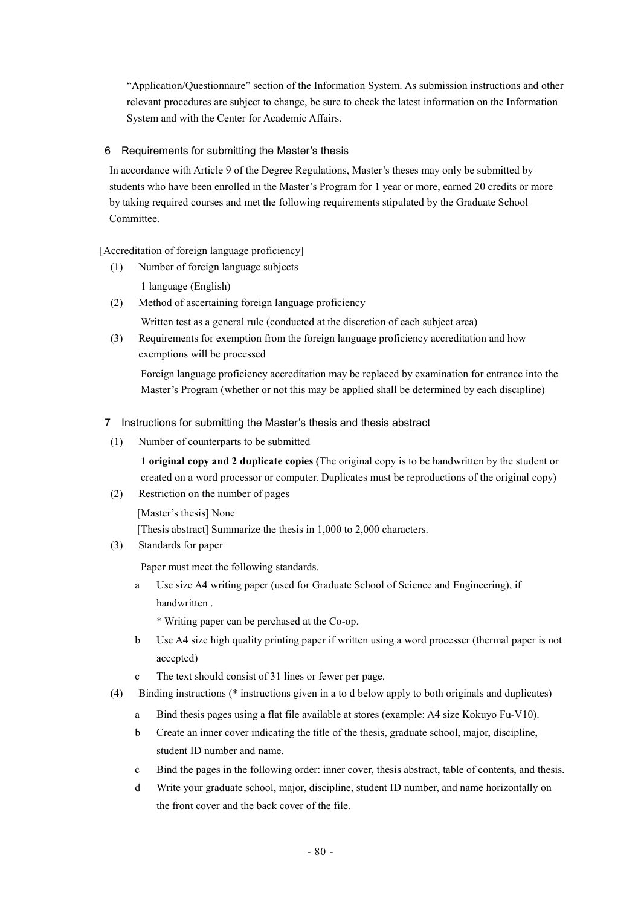"Application/Questionnaire" section of the Information System. As submission instructions and other relevant procedures are subject to change, be sure to check the latest information on the Information System and with the Center for Academic Affairs.

## 6 Requirements for submitting the Master's thesis

In accordance with Article 9 of the Degree Regulations, Master's theses may only be submitted by students who have been enrolled in the Master's Program for 1 year or more, earned 20 credits or more by taking required courses and met the following requirements stipulated by the Graduate School Committee.

[Accreditation of foreign language proficiency]

(1) Number of foreign language subjects

1 language (English)

(2) Method of ascertaining foreign language proficiency

Written test as a general rule (conducted at the discretion of each subject area)

(3) Requirements for exemption from the foreign language proficiency accreditation and how exemptions will be processed

Foreign language proficiency accreditation may be replaced by examination for entrance into the Master's Program (whether or not this may be applied shall be determined by each discipline)

## 7 Instructions for submitting the Master's thesis and thesis abstract

(1) Number of counterparts to be submitted

**1 original copy and 2 duplicate copies** (The original copy is to be handwritten by the student or created on a word processor or computer. Duplicates must be reproductions of the original copy)

(2) Restriction on the number of pages

[Master's thesis] None

[Thesis abstract] Summarize the thesis in 1,000 to 2,000 characters.

(3) Standards for paper

Paper must meet the following standards.

a Use size A4 writing paper (used for Graduate School of Science and Engineering), if handwritten .

\* Writing paper can be perchased at the Co-op.

b Use A4 size high quality printing paper if written using a word processer (thermal paper is not accepted)

c The text should consist of 31 lines or fewer per page.

(4) Binding instructions (* instructions given in a to d below apply to both originals and duplicates)

a Bind thesis pages using a flat file available at stores (example: A4 size Kokuyo Fu-V10).

b Create an inner cover indicating the title of the thesis, graduate school, major, discipline, student ID number and name.

c Bind the pages in the following order: inner cover, thesis abstract, table of contents, and thesis.

d Write your graduate school, major, discipline, student ID number, and name horizontally on the front cover and the back cover of the file.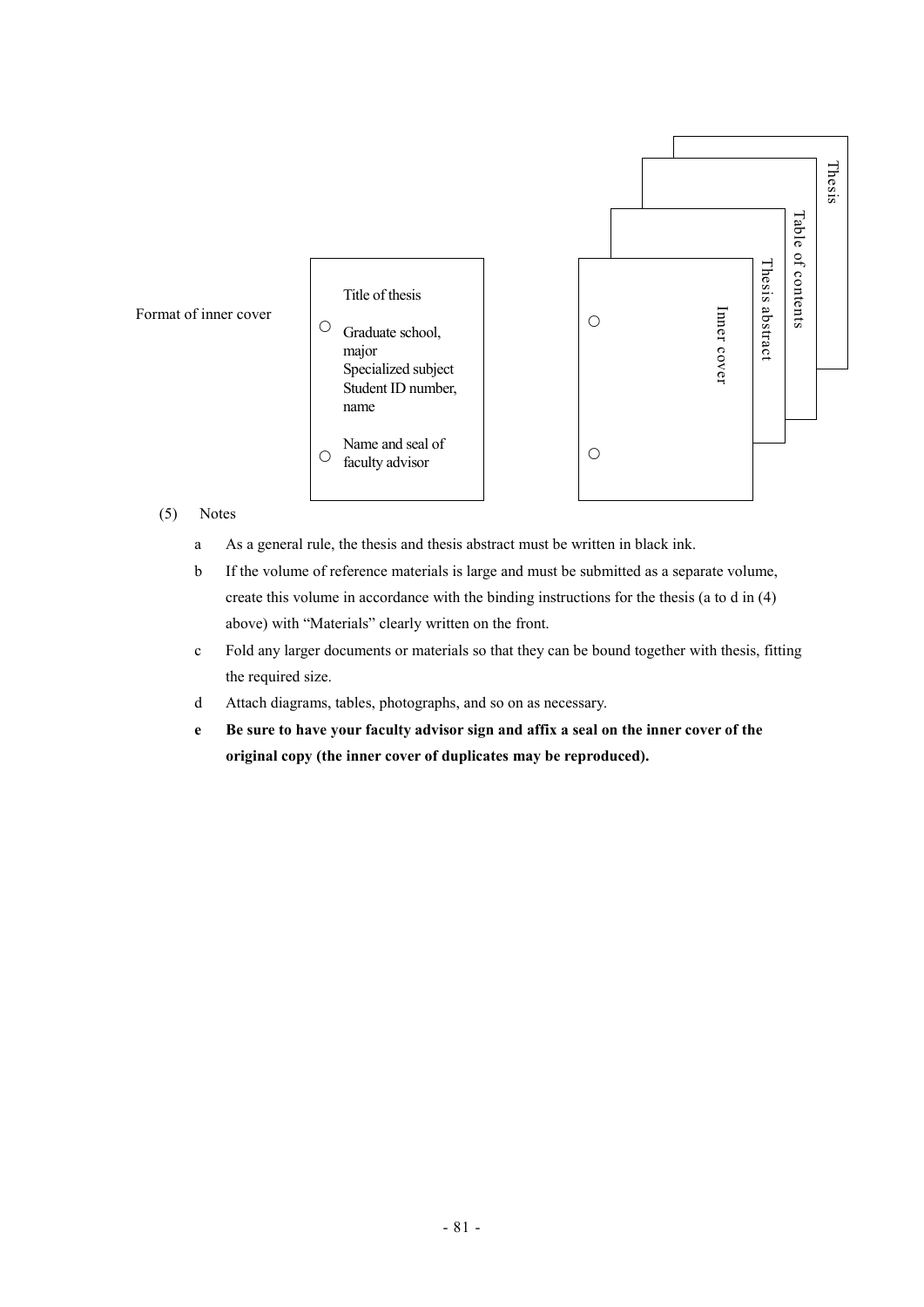Format of inner cover

| Inner cover |
|---|
| Title of thesis |
| ○ Graduate school, major<br>Specialized subject<br>Student ID number, name |
| ○ Name and seal of faculty advisor |

Inner cover → Thesis abstract → Table of contents → Thesis

(5) Notes

a. As a general rule, the thesis and thesis abstract must be written in black ink.

b. If the volume of reference materials is large and must be submitted as a separate volume, create this volume in accordance with the binding instructions for the thesis (a to d in (4) above) with “Materials” clearly written on the front.

c. Fold any larger documents or materials so that they can be bound together with thesis, fitting the required size.

d. Attach diagrams, tables, photographs, and so on as necessary.

**e. Be sure to have your faculty advisor sign and affix a seal on the inner cover of the original copy (the inner cover of duplicates may be reproduced).**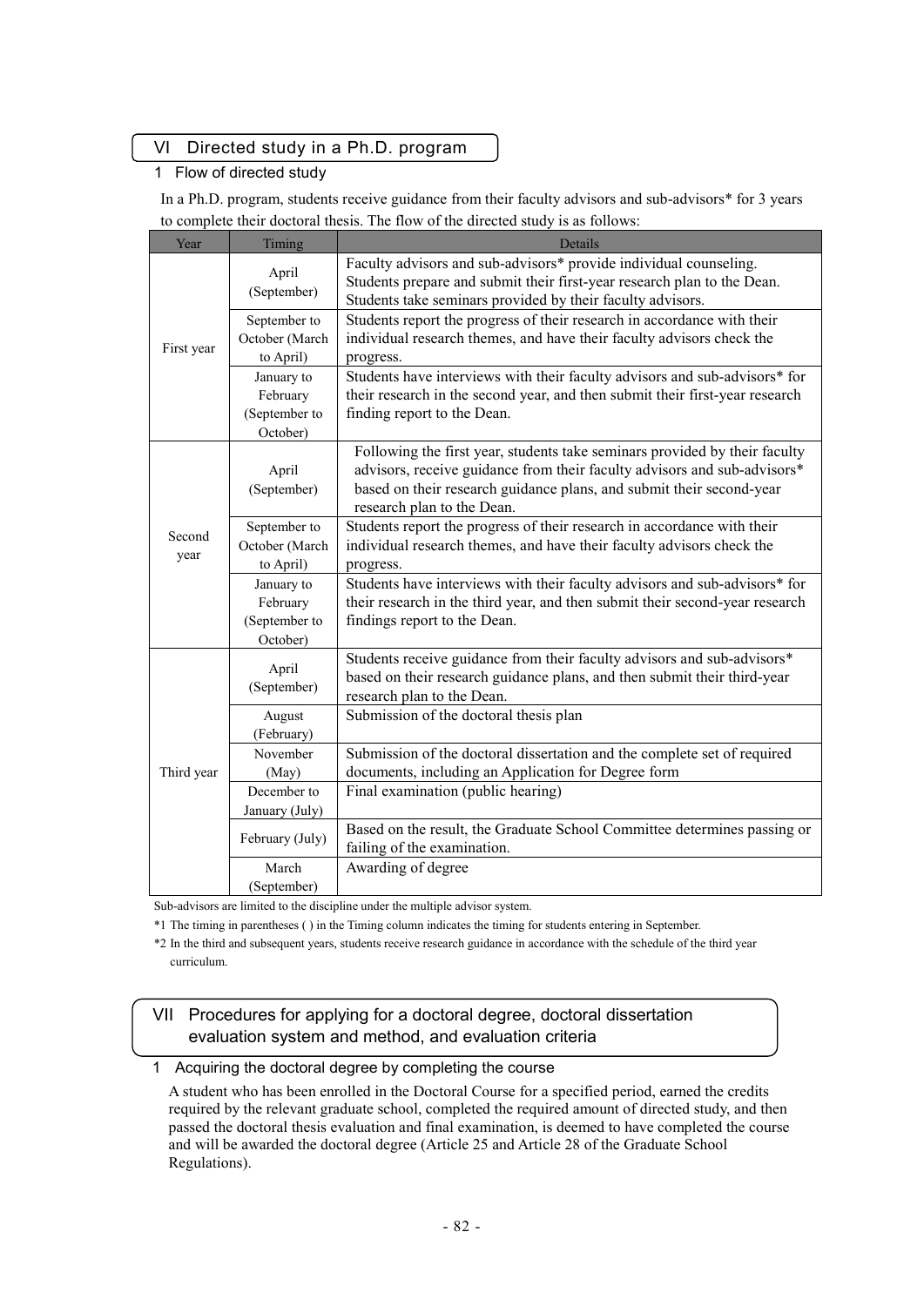## VI Directed study in a Ph.D. program

### 1 Flow of directed study

In a Ph.D. program, students receive guidance from their faculty advisors and sub-advisors* for 3 years to complete their doctoral thesis. The flow of the directed study is as follows:

| Year | Timing | Details |
|---|---|---|
| First year | April (September) | Faculty advisors and sub-advisors* provide individual counseling. Students prepare and submit their first-year research plan to the Dean. Students take seminars provided by their faculty advisors. |
| | September to October (March to April) | Students report the progress of their research in accordance with their individual research themes, and have their faculty advisors check the progress. |
| | January to February (September to October) | Students have interviews with their faculty advisors and sub-advisors* for their research in the second year, and then submit their first-year research finding report to the Dean. |
| Second year | April (September) | Following the first year, students take seminars provided by their faculty advisors, receive guidance from their faculty advisors and sub-advisors* based on their research guidance plans, and submit their second-year research plan to the Dean. |
| | September to October (March to April) | Students report the progress of their research in accordance with their individual research themes, and have their faculty advisors check the progress. |
| | January to February (September to October) | Students have interviews with their faculty advisors and sub-advisors* for their research in the third year, and then submit their second-year research findings report to the Dean. |
| Third year | April (September) | Students receive guidance from their faculty advisors and sub-advisors* based on their research guidance plans, and then submit their third-year research plan to the Dean. |
| | August (February) | Submission of the doctoral thesis plan |
| | November (May) | Submission of the doctoral dissertation and the complete set of required documents, including an Application for Degree form |
| | December to January (July) | Final examination (public hearing) |
| | February (July) | Based on the result, the Graduate School Committee determines passing or failing of the examination. |
| | March (September) | Awarding of degree |

Sub-advisors are limited to the discipline under the multiple advisor system.

*1 The timing in parentheses ( ) in the Timing column indicates the timing for students entering in September.

*2 In the third and subsequent years, students receive research guidance in accordance with the schedule of the third year curriculum.

## VII Procedures for applying for a doctoral degree, doctoral dissertation evaluation system and method, and evaluation criteria

### 1 Acquiring the doctoral degree by completing the course

A student who has been enrolled in the Doctoral Course for a specified period, earned the credits required by the relevant graduate school, completed the required amount of directed study, and then passed the doctoral thesis evaluation and final examination, is deemed to have completed the course and will be awarded the doctoral degree (Article 25 and Article 28 of the Graduate School Regulations).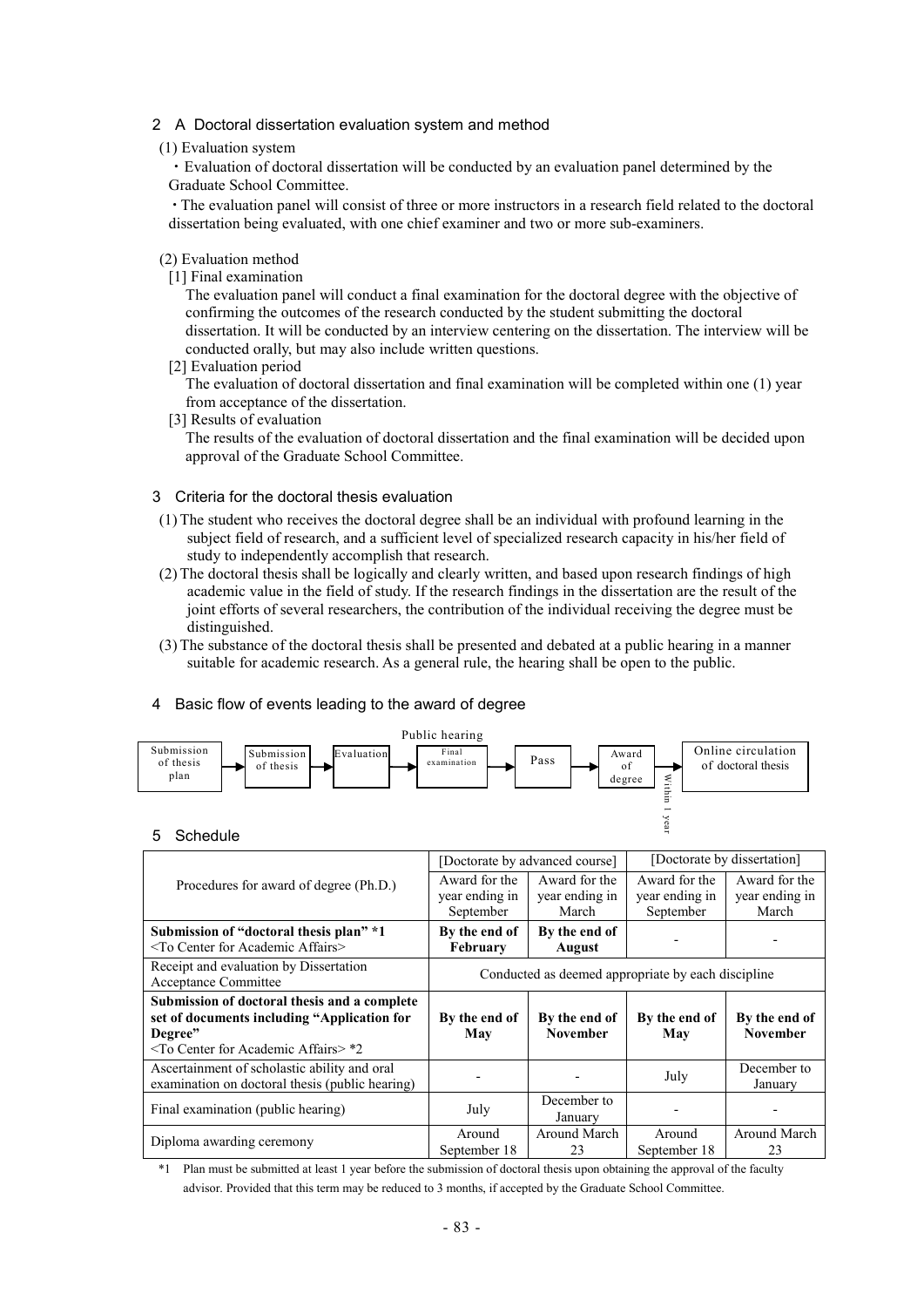## 2 A Doctoral dissertation evaluation system and method

(1) Evaluation system

・Evaluation of doctoral dissertation will be conducted by an evaluation panel determined by the Graduate School Committee.

・The evaluation panel will consist of three or more instructors in a research field related to the doctoral dissertation being evaluated, with one chief examiner and two or more sub-examiners.

(2) Evaluation method

[1] Final examination

The evaluation panel will conduct a final examination for the doctoral degree with the objective of confirming the outcomes of the research conducted by the student submitting the doctoral dissertation. It will be conducted by an interview centering on the dissertation. The interview will be conducted orally, but may also include written questions.

[2] Evaluation period

The evaluation of doctoral dissertation and final examination will be completed within one (1) year from acceptance of the dissertation.

[3] Results of evaluation

The results of the evaluation of doctoral dissertation and the final examination will be decided upon approval of the Graduate School Committee.

## 3 Criteria for the doctoral thesis evaluation

(1) The student who receives the doctoral degree shall be an individual with profound learning in the subject field of research, and a sufficient level of specialized research capacity in his/her field of study to independently accomplish that research.

(2) The doctoral thesis shall be logically and clearly written, and based upon research findings of high academic value in the field of study. If the research findings in the dissertation are the result of the joint efforts of several researchers, the contribution of the individual receiving the degree must be distinguished.

(3) The substance of the doctoral thesis shall be presented and debated at a public hearing in a manner suitable for academic research. As a general rule, the hearing shall be open to the public.

## 4 Basic flow of events leading to the award of degree

Submission of thesis plan → Submission of thesis → Evaluation → Final examination (Public hearing) → Pass → Award of degree → (Within 1 year) Online circulation of doctoral thesis

## 5 Schedule

| Procedures for award of degree (Ph.D.) | [Doctorate by advanced course] | | [Doctorate by dissertation] | |
|---|---|---|---|---|
| | Award for the year ending in September | Award for the year ending in March | Award for the year ending in September | Award for the year ending in March |
| **Submission of "doctoral thesis plan" \*1** <To Center for Academic Affairs> | **By the end of February** | **By the end of August** | - | - |
| Receipt and evaluation by Dissertation Acceptance Committee | Conducted as deemed appropriate by each discipline | | | |
| **Submission of doctoral thesis and a complete set of documents including "Application for Degree"** <To Center for Academic Affairs> \*2 | **By the end of May** | **By the end of November** | **By the end of May** | **By the end of November** |
| Ascertainment of scholastic ability and oral examination on doctoral thesis (public hearing) | - | - | July | December to January |
| Final examination (public hearing) | July | December to January | - | - |
| Diploma awarding ceremony | Around September 18 | Around March 23 | Around September 18 | Around March 23 |

\*1 Plan must be submitted at least 1 year before the submission of doctoral thesis upon obtaining the approval of the faculty advisor. Provided that this term may be reduced to 3 months, if accepted by the Graduate School Committee.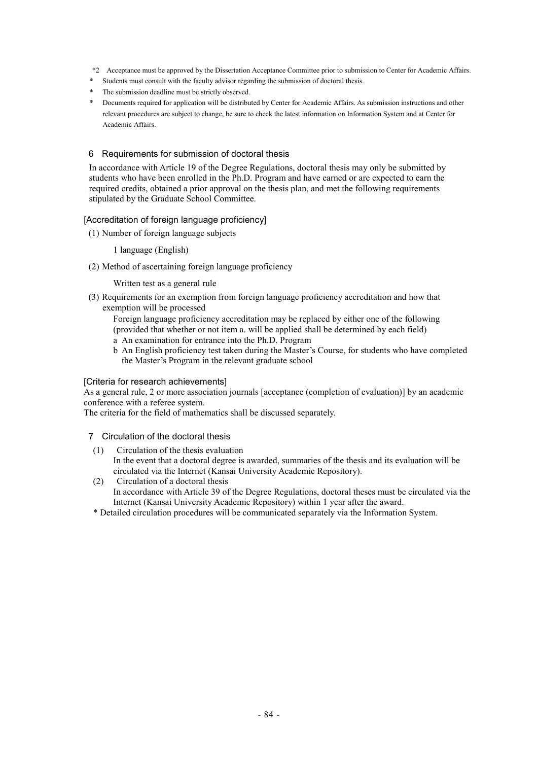*2 Acceptance must be approved by the Dissertation Acceptance Committee prior to submission to Center for Academic Affairs.

* Students must consult with the faculty advisor regarding the submission of doctoral thesis.

* The submission deadline must be strictly observed.

* Documents required for application will be distributed by Center for Academic Affairs. As submission instructions and other relevant procedures are subject to change, be sure to check the latest information on Information System and at Center for Academic Affairs.

## 6 Requirements for submission of doctoral thesis

In accordance with Article 19 of the Degree Regulations, doctoral thesis may only be submitted by students who have been enrolled in the Ph.D. Program and have earned or are expected to earn the required credits, obtained a prior approval on the thesis plan, and met the following requirements stipulated by the Graduate School Committee.

### [Accreditation of foreign language proficiency]

(1) Number of foreign language subjects

1 language (English)

(2) Method of ascertaining foreign language proficiency

Written test as a general rule

(3) Requirements for an exemption from foreign language proficiency accreditation and how that exemption will be processed

Foreign language proficiency accreditation may be replaced by either one of the following (provided that whether or not item a. will be applied shall be determined by each field)

a An examination for entrance into the Ph.D. Program

b An English proficiency test taken during the Master's Course, for students who have completed the Master's Program in the relevant graduate school

### [Criteria for research achievements]

As a general rule, 2 or more association journals [acceptance (completion of evaluation)] by an academic conference with a referee system.

The criteria for the field of mathematics shall be discussed separately.

## 7 Circulation of the doctoral thesis

(1) Circulation of the thesis evaluation

In the event that a doctoral degree is awarded, summaries of the thesis and its evaluation will be circulated via the Internet (Kansai University Academic Repository).

(2) Circulation of a doctoral thesis

In accordance with Article 39 of the Degree Regulations, doctoral theses must be circulated via the Internet (Kansai University Academic Repository) within 1 year after the award.

* Detailed circulation procedures will be communicated separately via the Information System.